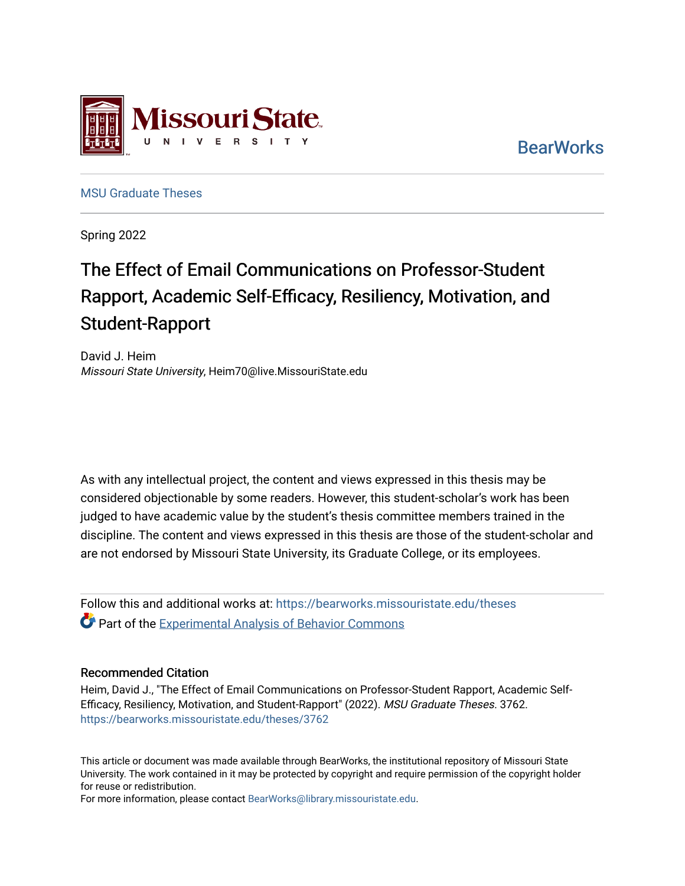Missouri State University

BearWorks

MSU Graduate Theses

Spring 2022

# The Effect of Email Communications on Professor-Student Rapport, Academic Self-Efficacy, Resiliency, Motivation, and Student-Rapport

David J. Heim
*Missouri State University*, Heim70@live.MissouriState.edu

As with any intellectual project, the content and views expressed in this thesis may be considered objectionable by some readers. However, this student-scholar's work has been judged to have academic value by the student's thesis committee members trained in the discipline. The content and views expressed in this thesis are those of the student-scholar and are not endorsed by Missouri State University, its Graduate College, or its employees.

Follow this and additional works at: https://bearworks.missouristate.edu/theses

Part of the Experimental Analysis of Behavior Commons

## Recommended Citation

Heim, David J., "The Effect of Email Communications on Professor-Student Rapport, Academic Self-Efficacy, Resiliency, Motivation, and Student-Rapport" (2022). *MSU Graduate Theses*. 3762.
https://bearworks.missouristate.edu/theses/3762

This article or document was made available through BearWorks, the institutional repository of Missouri State University. The work contained in it may be protected by copyright and require permission of the copyright holder for reuse or redistribution.
For more information, please contact BearWorks@library.missouristate.edu.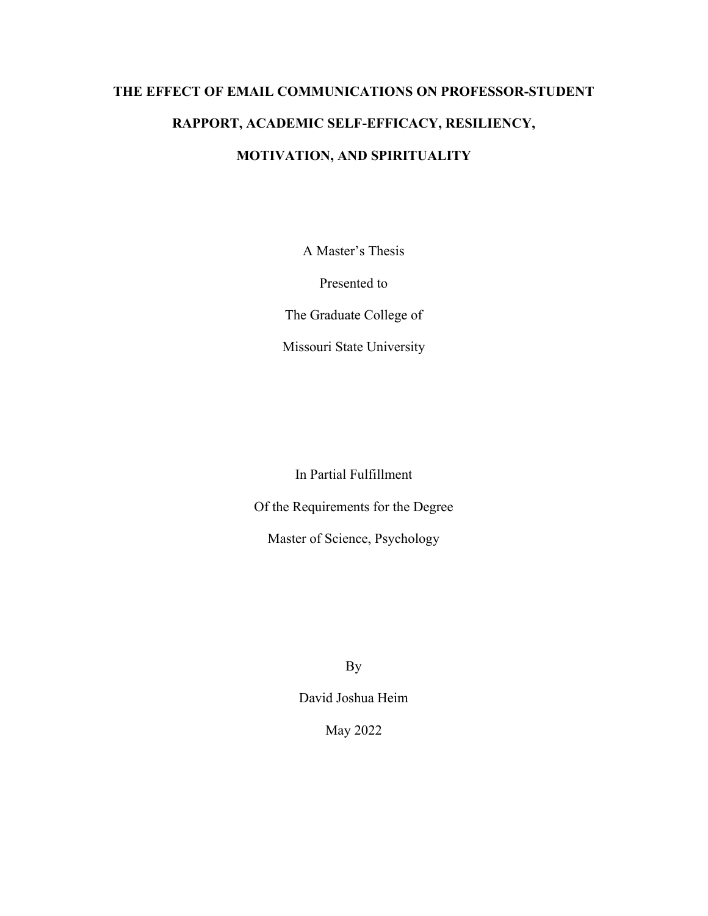# THE EFFECT OF EMAIL COMMUNICATIONS ON PROFESSOR-STUDENT RAPPORT, ACADEMIC SELF-EFFICACY, RESILIENCY, MOTIVATION, AND SPIRITUALITY

A Master's Thesis

Presented to

The Graduate College of

Missouri State University

In Partial Fulfillment

Of the Requirements for the Degree

Master of Science, Psychology

By

David Joshua Heim

May 2022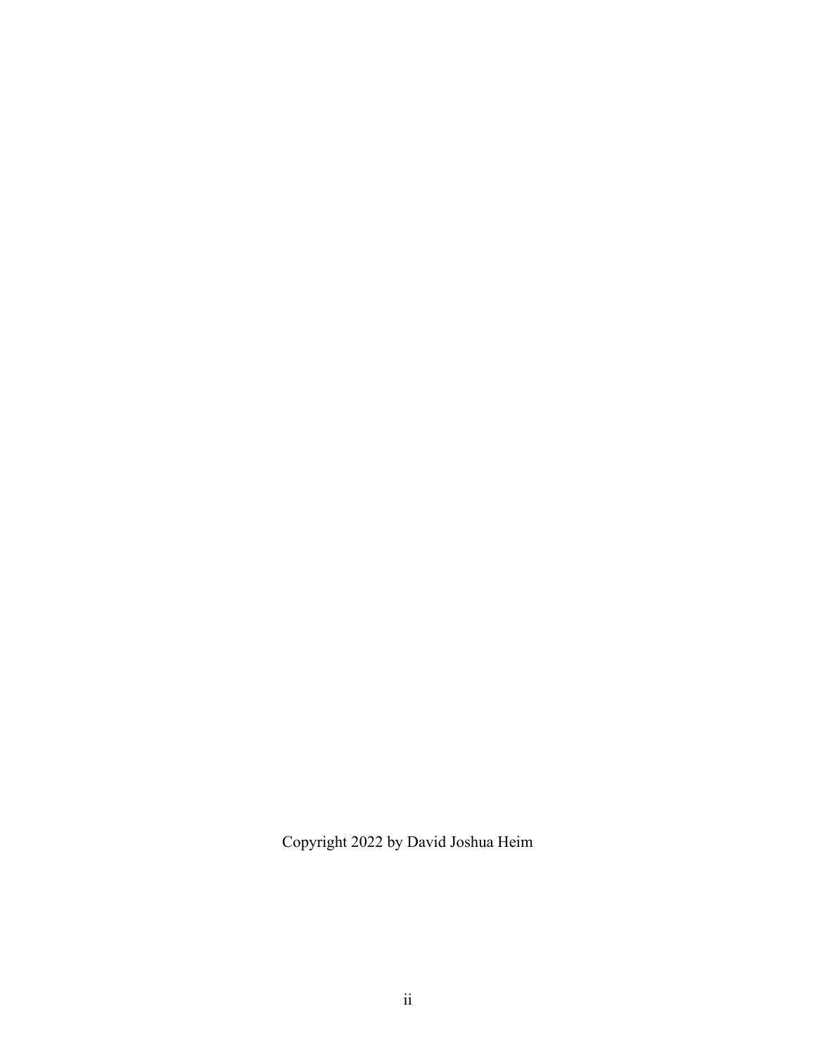Copyright 2022 by David Joshua Heim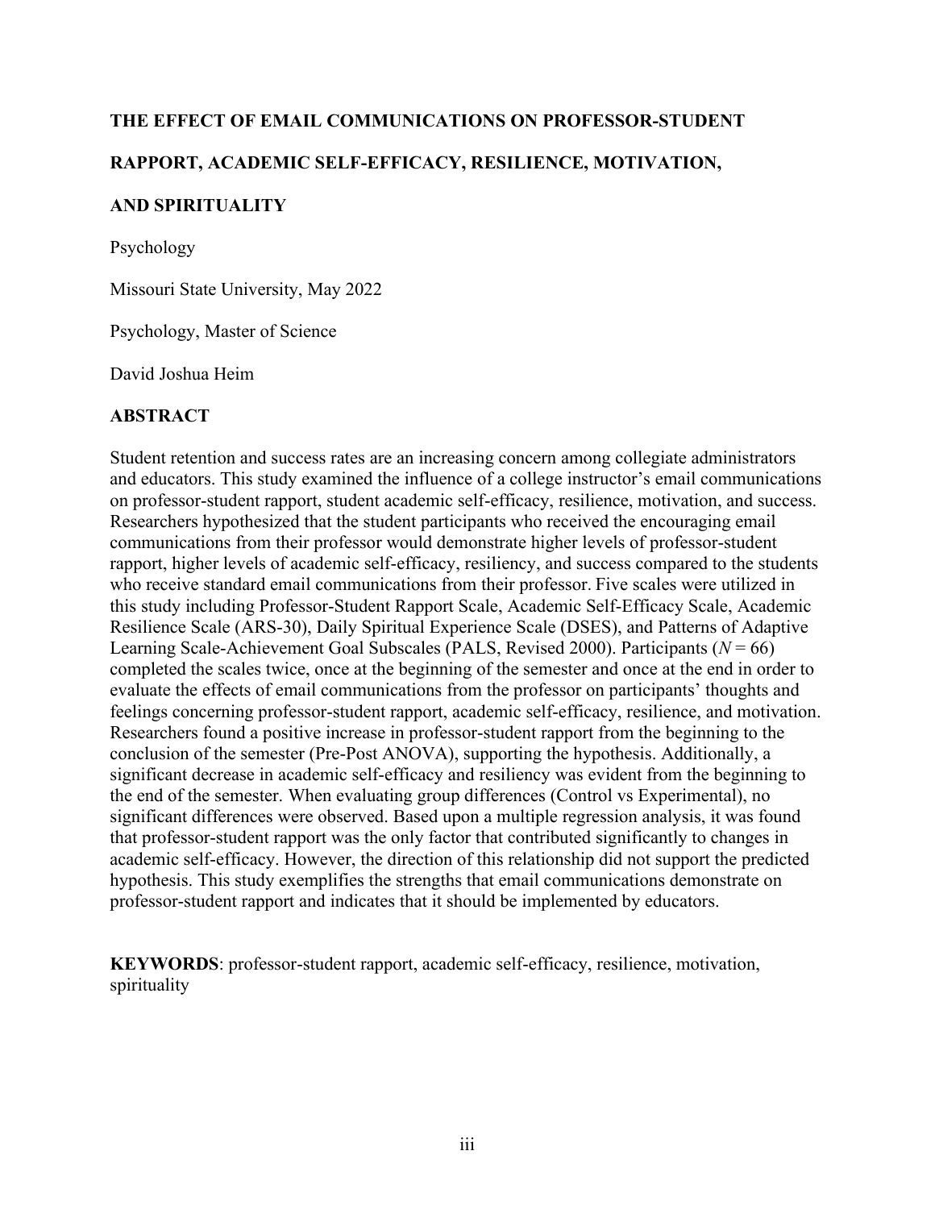**THE EFFECT OF EMAIL COMMUNICATIONS ON PROFESSOR-STUDENT RAPPORT, ACADEMIC SELF-EFFICACY, RESILIENCE, MOTIVATION, AND SPIRITUALITY**

Psychology

Missouri State University, May 2022

Psychology, Master of Science

David Joshua Heim

## ABSTRACT

Student retention and success rates are an increasing concern among collegiate administrators and educators. This study examined the influence of a college instructor's email communications on professor-student rapport, student academic self-efficacy, resilience, motivation, and success. Researchers hypothesized that the student participants who received the encouraging email communications from their professor would demonstrate higher levels of professor-student rapport, higher levels of academic self-efficacy, resiliency, and success compared to the students who receive standard email communications from their professor. Five scales were utilized in this study including Professor-Student Rapport Scale, Academic Self-Efficacy Scale, Academic Resilience Scale (ARS-30), Daily Spiritual Experience Scale (DSES), and Patterns of Adaptive Learning Scale-Achievement Goal Subscales (PALS, Revised 2000). Participants ($N = 66$) completed the scales twice, once at the beginning of the semester and once at the end in order to evaluate the effects of email communications from the professor on participants' thoughts and feelings concerning professor-student rapport, academic self-efficacy, resilience, and motivation. Researchers found a positive increase in professor-student rapport from the beginning to the conclusion of the semester (Pre-Post ANOVA), supporting the hypothesis. Additionally, a significant decrease in academic self-efficacy and resiliency was evident from the beginning to the end of the semester. When evaluating group differences (Control vs Experimental), no significant differences were observed. Based upon a multiple regression analysis, it was found that professor-student rapport was the only factor that contributed significantly to changes in academic self-efficacy. However, the direction of this relationship did not support the predicted hypothesis. This study exemplifies the strengths that email communications demonstrate on professor-student rapport and indicates that it should be implemented by educators.

**KEYWORDS**: professor-student rapport, academic self-efficacy, resilience, motivation, spirituality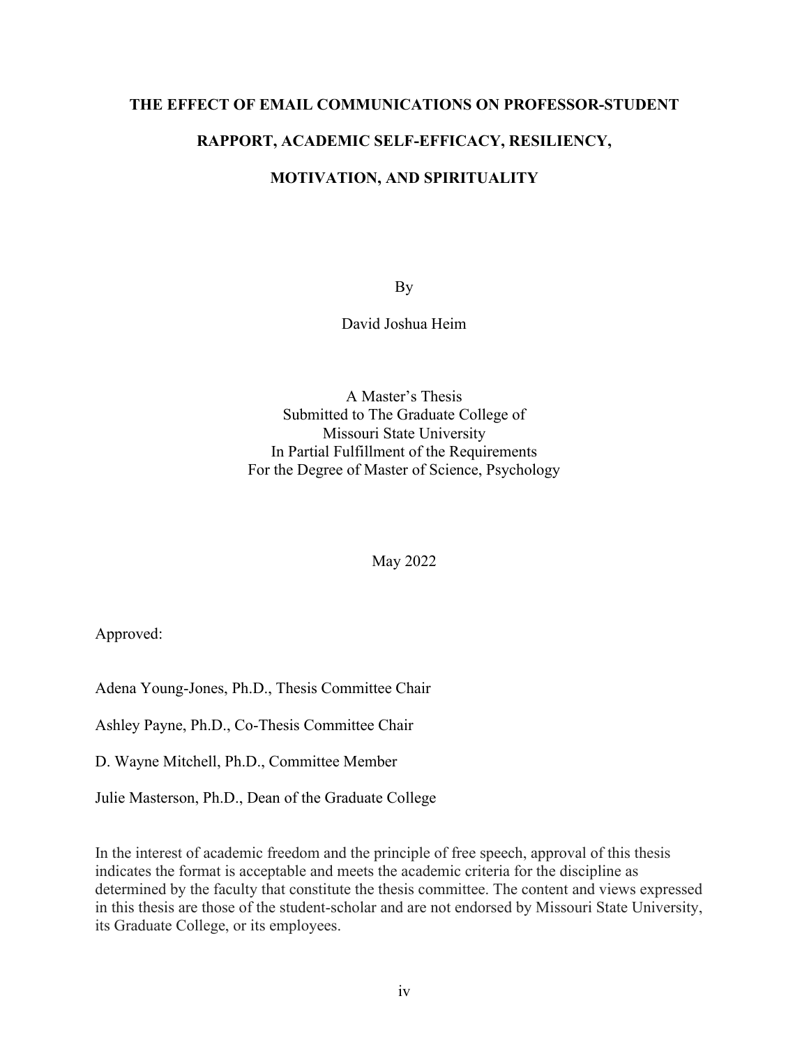# THE EFFECT OF EMAIL COMMUNICATIONS ON PROFESSOR-STUDENT RAPPORT, ACADEMIC SELF-EFFICACY, RESILIENCY, MOTIVATION, AND SPIRITUALITY

By

David Joshua Heim

A Master's Thesis
Submitted to The Graduate College of
Missouri State University
In Partial Fulfillment of the Requirements
For the Degree of Master of Science, Psychology

May 2022

Approved:

Adena Young-Jones, Ph.D., Thesis Committee Chair

Ashley Payne, Ph.D., Co-Thesis Committee Chair

D. Wayne Mitchell, Ph.D., Committee Member

Julie Masterson, Ph.D., Dean of the Graduate College

In the interest of academic freedom and the principle of free speech, approval of this thesis indicates the format is acceptable and meets the academic criteria for the discipline as determined by the faculty that constitute the thesis committee. The content and views expressed in this thesis are those of the student-scholar and are not endorsed by Missouri State University, its Graduate College, or its employees.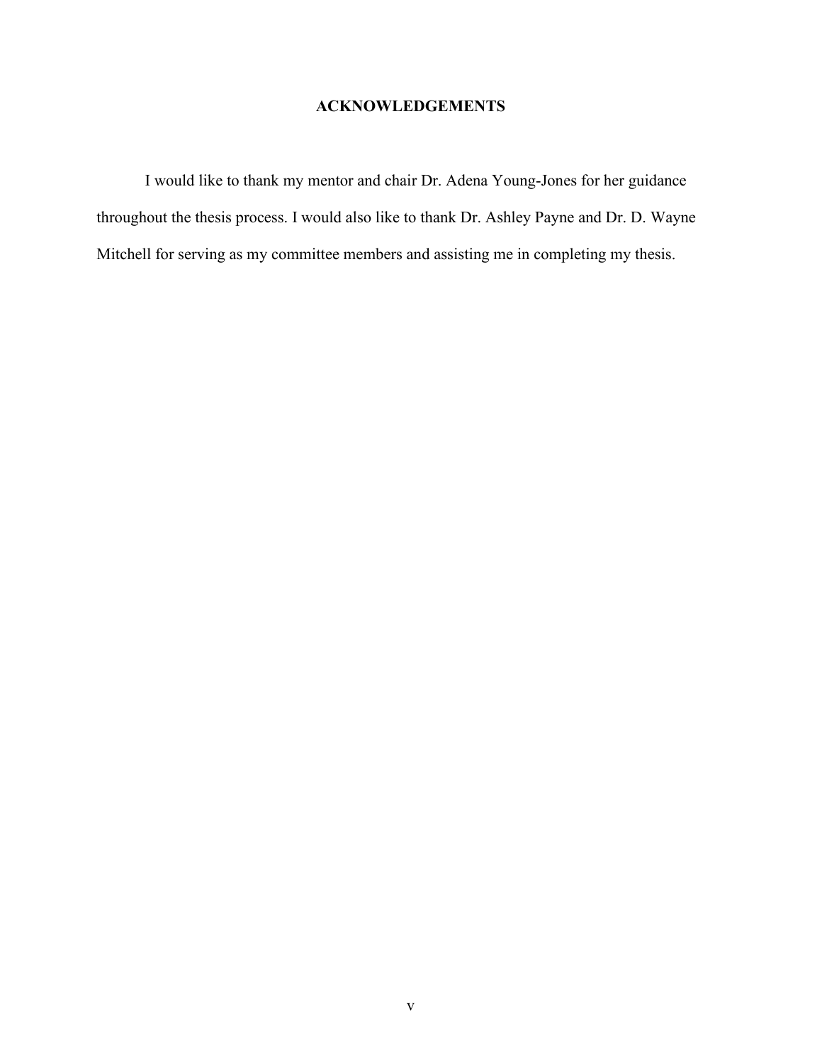## ACKNOWLEDGEMENTS

I would like to thank my mentor and chair Dr. Adena Young-Jones for her guidance throughout the thesis process. I would also like to thank Dr. Ashley Payne and Dr. D. Wayne Mitchell for serving as my committee members and assisting me in completing my thesis.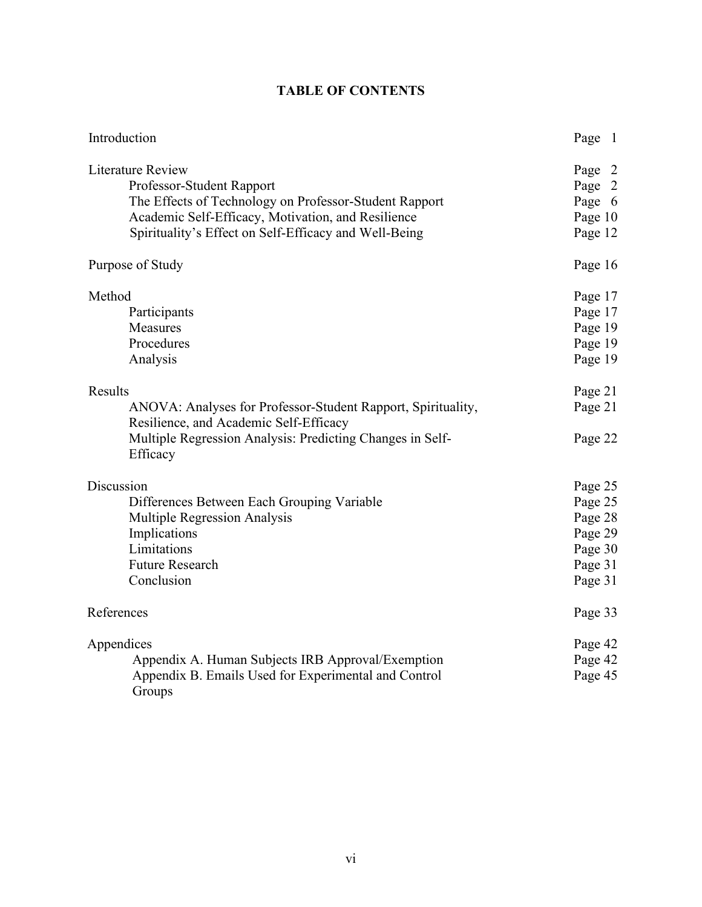# TABLE OF CONTENTS

| | |
|---|---|
| Introduction | Page 1 |
| Literature Review | Page 2 |
| Professor-Student Rapport | Page 2 |
| The Effects of Technology on Professor-Student Rapport | Page 6 |
| Academic Self-Efficacy, Motivation, and Resilience | Page 10 |
| Spirituality's Effect on Self-Efficacy and Well-Being | Page 12 |
| Purpose of Study | Page 16 |
| Method | Page 17 |
| Participants | Page 17 |
| Measures | Page 19 |
| Procedures | Page 19 |
| Analysis | Page 19 |
| Results | Page 21 |
| ANOVA: Analyses for Professor-Student Rapport, Spirituality, Resilience, and Academic Self-Efficacy | Page 21 |
| Multiple Regression Analysis: Predicting Changes in Self-Efficacy | Page 22 |
| Discussion | Page 25 |
| Differences Between Each Grouping Variable | Page 25 |
| Multiple Regression Analysis | Page 28 |
| Implications | Page 29 |
| Limitations | Page 30 |
| Future Research | Page 31 |
| Conclusion | Page 31 |
| References | Page 33 |
| Appendices | Page 42 |
| Appendix A. Human Subjects IRB Approval/Exemption | Page 42 |
| Appendix B. Emails Used for Experimental and Control Groups | Page 45 |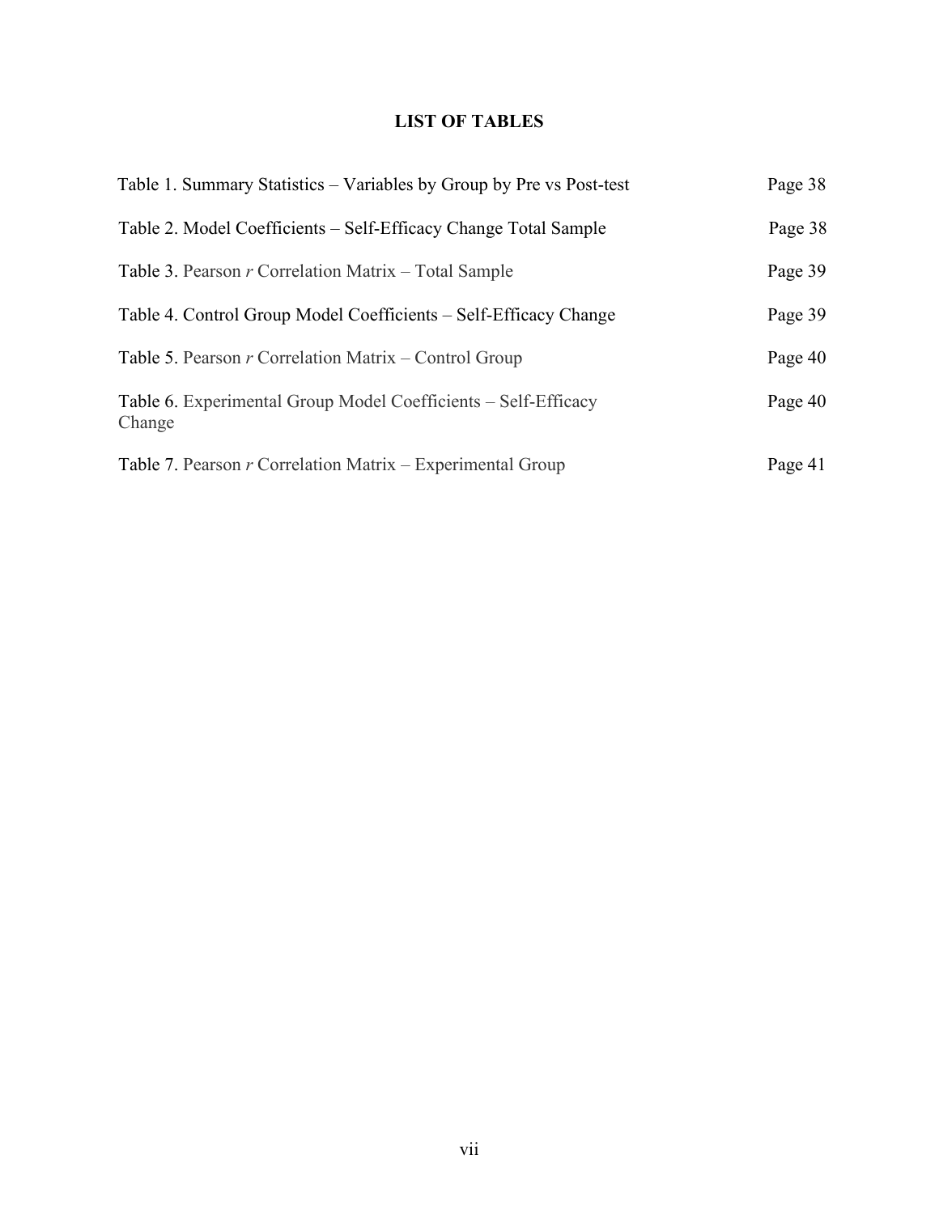# LIST OF TABLES

| | |
|---|---|
| Table 1. Summary Statistics – Variables by Group by Pre vs Post-test | Page 38 |
| Table 2. Model Coefficients – Self-Efficacy Change Total Sample | Page 38 |
| Table 3. Pearson *r* Correlation Matrix – Total Sample | Page 39 |
| Table 4. Control Group Model Coefficients – Self-Efficacy Change | Page 39 |
| Table 5. Pearson *r* Correlation Matrix – Control Group | Page 40 |
| Table 6. Experimental Group Model Coefficients – Self-Efficacy Change | Page 40 |
| Table 7. Pearson *r* Correlation Matrix – Experimental Group | Page 41 |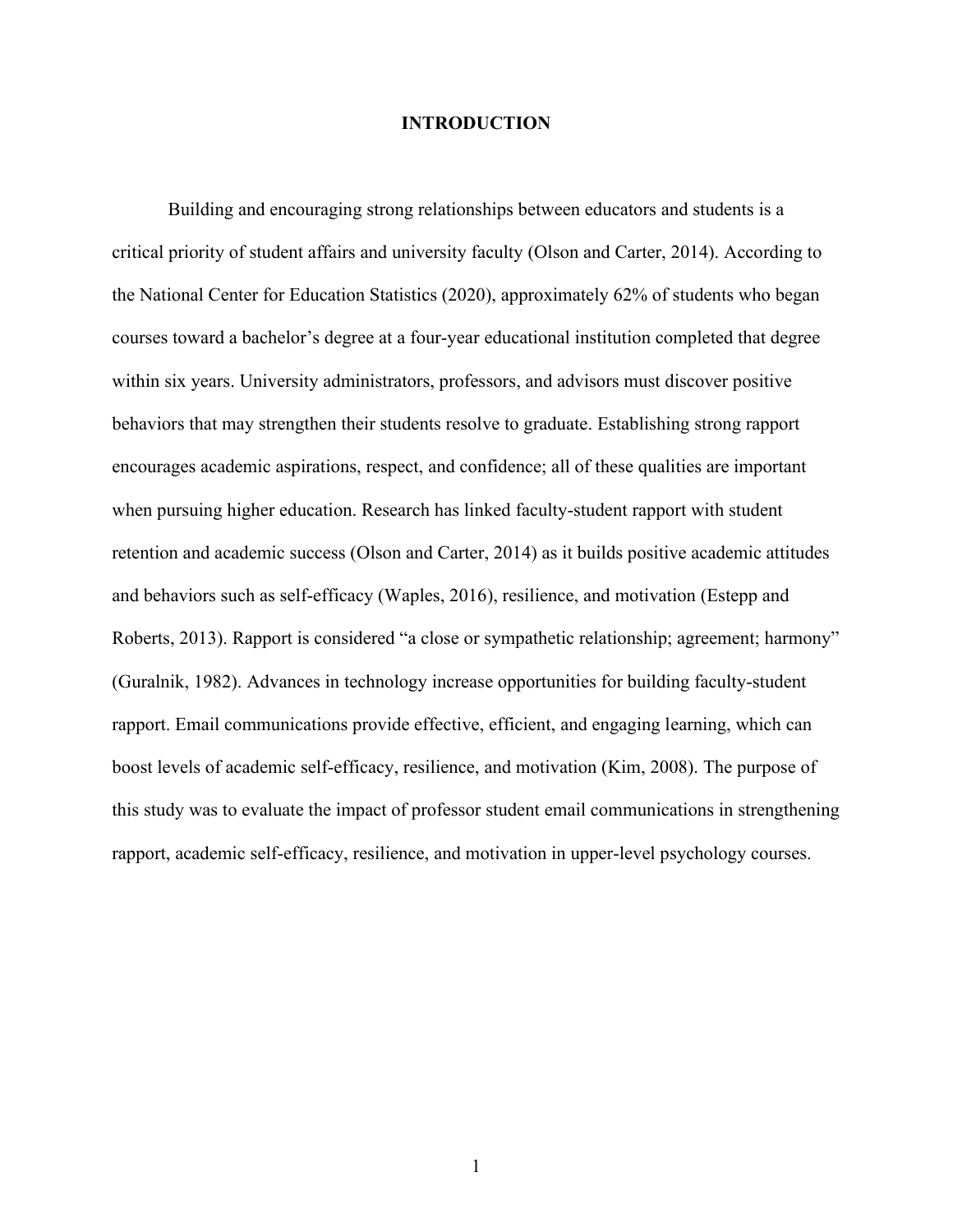# INTRODUCTION

Building and encouraging strong relationships between educators and students is a critical priority of student affairs and university faculty (Olson and Carter, 2014). According to the National Center for Education Statistics (2020), approximately 62% of students who began courses toward a bachelor's degree at a four-year educational institution completed that degree within six years. University administrators, professors, and advisors must discover positive behaviors that may strengthen their students resolve to graduate. Establishing strong rapport encourages academic aspirations, respect, and confidence; all of these qualities are important when pursuing higher education. Research has linked faculty-student rapport with student retention and academic success (Olson and Carter, 2014) as it builds positive academic attitudes and behaviors such as self-efficacy (Waples, 2016), resilience, and motivation (Estepp and Roberts, 2013). Rapport is considered "a close or sympathetic relationship; agreement; harmony" (Guralnik, 1982). Advances in technology increase opportunities for building faculty-student rapport. Email communications provide effective, efficient, and engaging learning, which can boost levels of academic self-efficacy, resilience, and motivation (Kim, 2008). The purpose of this study was to evaluate the impact of professor student email communications in strengthening rapport, academic self-efficacy, resilience, and motivation in upper-level psychology courses.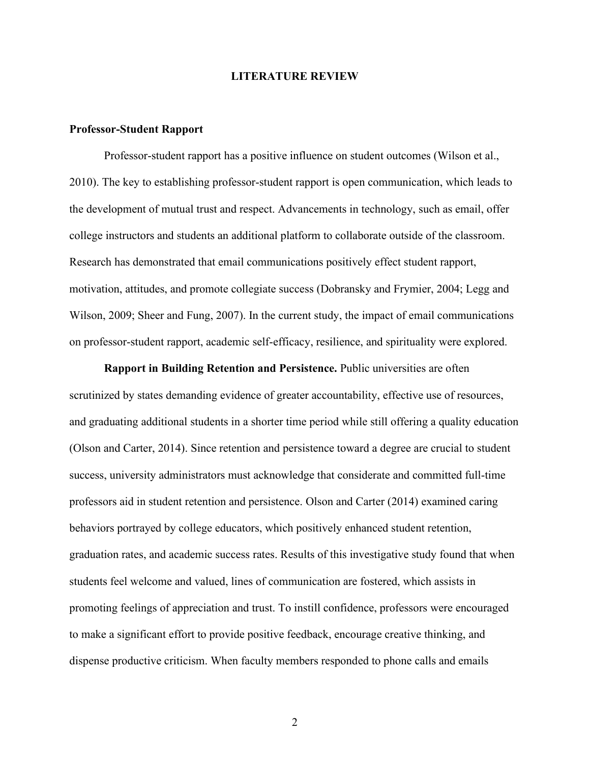# LITERATURE REVIEW

## Professor-Student Rapport

Professor-student rapport has a positive influence on student outcomes (Wilson et al., 2010). The key to establishing professor-student rapport is open communication, which leads to the development of mutual trust and respect. Advancements in technology, such as email, offer college instructors and students an additional platform to collaborate outside of the classroom. Research has demonstrated that email communications positively effect student rapport, motivation, attitudes, and promote collegiate success (Dobransky and Frymier, 2004; Legg and Wilson, 2009; Sheer and Fung, 2007). In the current study, the impact of email communications on professor-student rapport, academic self-efficacy, resilience, and spirituality were explored.

**Rapport in Building Retention and Persistence.** Public universities are often scrutinized by states demanding evidence of greater accountability, effective use of resources, and graduating additional students in a shorter time period while still offering a quality education (Olson and Carter, 2014). Since retention and persistence toward a degree are crucial to student success, university administrators must acknowledge that considerate and committed full-time professors aid in student retention and persistence. Olson and Carter (2014) examined caring behaviors portrayed by college educators, which positively enhanced student retention, graduation rates, and academic success rates. Results of this investigative study found that when students feel welcome and valued, lines of communication are fostered, which assists in promoting feelings of appreciation and trust. To instill confidence, professors were encouraged to make a significant effort to provide positive feedback, encourage creative thinking, and dispense productive criticism. When faculty members responded to phone calls and emails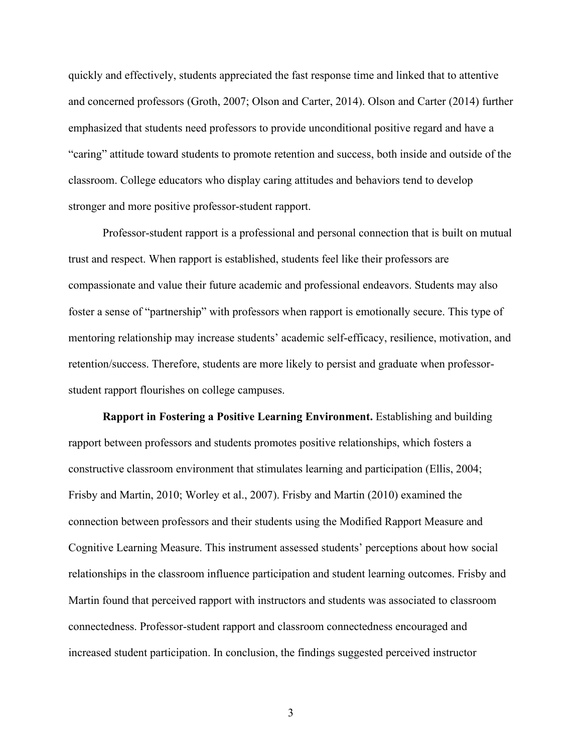quickly and effectively, students appreciated the fast response time and linked that to attentive and concerned professors (Groth, 2007; Olson and Carter, 2014). Olson and Carter (2014) further emphasized that students need professors to provide unconditional positive regard and have a "caring" attitude toward students to promote retention and success, both inside and outside of the classroom. College educators who display caring attitudes and behaviors tend to develop stronger and more positive professor-student rapport.

Professor-student rapport is a professional and personal connection that is built on mutual trust and respect. When rapport is established, students feel like their professors are compassionate and value their future academic and professional endeavors. Students may also foster a sense of "partnership" with professors when rapport is emotionally secure. This type of mentoring relationship may increase students' academic self-efficacy, resilience, motivation, and retention/success. Therefore, students are more likely to persist and graduate when professor-student rapport flourishes on college campuses.

**Rapport in Fostering a Positive Learning Environment.** Establishing and building rapport between professors and students promotes positive relationships, which fosters a constructive classroom environment that stimulates learning and participation (Ellis, 2004; Frisby and Martin, 2010; Worley et al., 2007). Frisby and Martin (2010) examined the connection between professors and their students using the Modified Rapport Measure and Cognitive Learning Measure. This instrument assessed students' perceptions about how social relationships in the classroom influence participation and student learning outcomes. Frisby and Martin found that perceived rapport with instructors and students was associated to classroom connectedness. Professor-student rapport and classroom connectedness encouraged and increased student participation. In conclusion, the findings suggested perceived instructor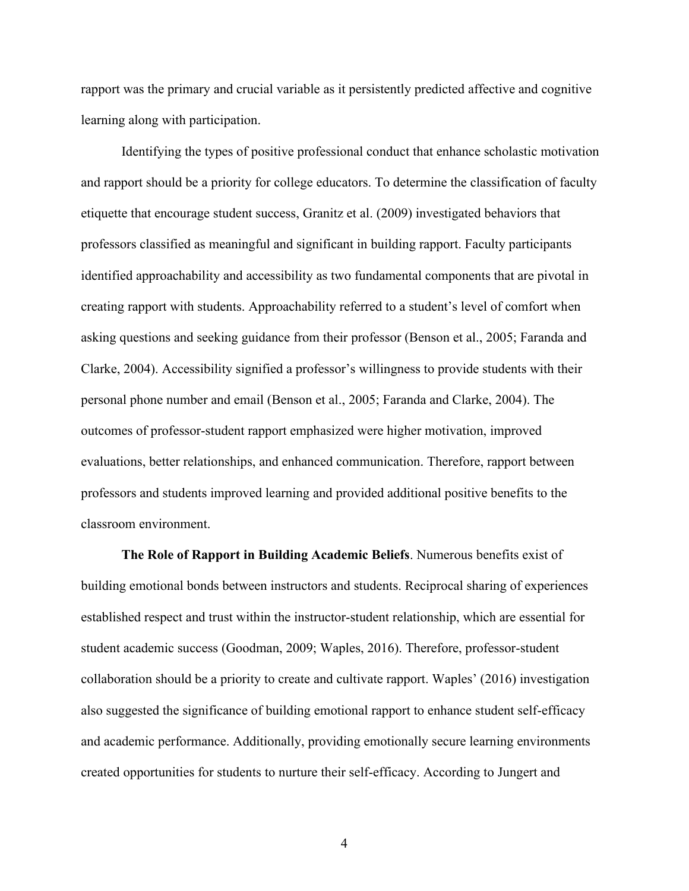rapport was the primary and crucial variable as it persistently predicted affective and cognitive learning along with participation.

Identifying the types of positive professional conduct that enhance scholastic motivation and rapport should be a priority for college educators. To determine the classification of faculty etiquette that encourage student success, Granitz et al. (2009) investigated behaviors that professors classified as meaningful and significant in building rapport. Faculty participants identified approachability and accessibility as two fundamental components that are pivotal in creating rapport with students. Approachability referred to a student's level of comfort when asking questions and seeking guidance from their professor (Benson et al., 2005; Faranda and Clarke, 2004). Accessibility signified a professor's willingness to provide students with their personal phone number and email (Benson et al., 2005; Faranda and Clarke, 2004). The outcomes of professor-student rapport emphasized were higher motivation, improved evaluations, better relationships, and enhanced communication. Therefore, rapport between professors and students improved learning and provided additional positive benefits to the classroom environment.

**The Role of Rapport in Building Academic Beliefs**. Numerous benefits exist of building emotional bonds between instructors and students. Reciprocal sharing of experiences established respect and trust within the instructor-student relationship, which are essential for student academic success (Goodman, 2009; Waples, 2016). Therefore, professor-student collaboration should be a priority to create and cultivate rapport. Waples' (2016) investigation also suggested the significance of building emotional rapport to enhance student self-efficacy and academic performance. Additionally, providing emotionally secure learning environments created opportunities for students to nurture their self-efficacy. According to Jungert and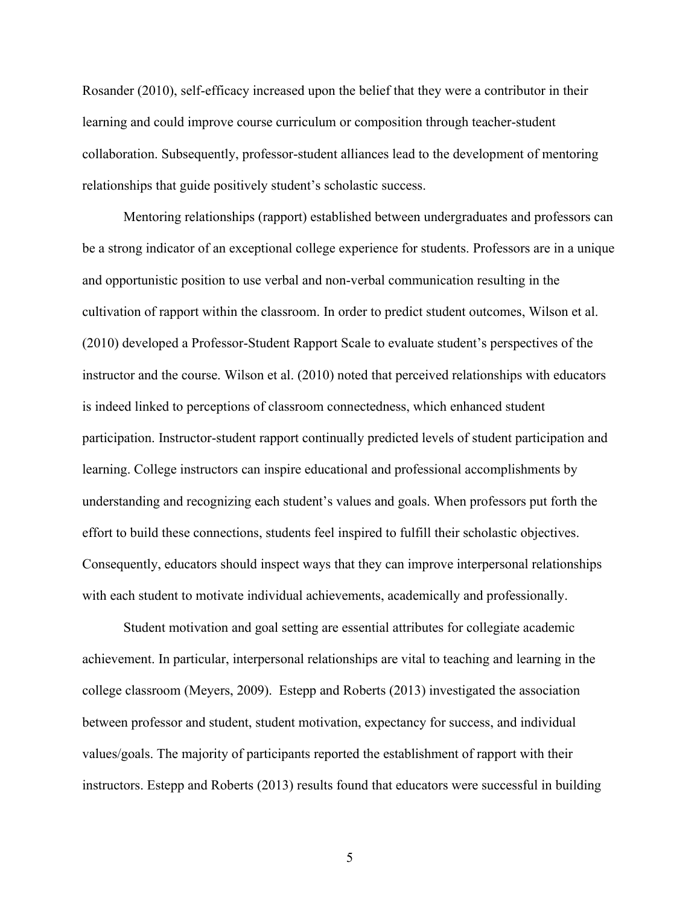Rosander (2010), self-efficacy increased upon the belief that they were a contributor in their learning and could improve course curriculum or composition through teacher-student collaboration. Subsequently, professor-student alliances lead to the development of mentoring relationships that guide positively student's scholastic success.

Mentoring relationships (rapport) established between undergraduates and professors can be a strong indicator of an exceptional college experience for students. Professors are in a unique and opportunistic position to use verbal and non-verbal communication resulting in the cultivation of rapport within the classroom. In order to predict student outcomes, Wilson et al. (2010) developed a Professor-Student Rapport Scale to evaluate student's perspectives of the instructor and the course. Wilson et al. (2010) noted that perceived relationships with educators is indeed linked to perceptions of classroom connectedness, which enhanced student participation. Instructor-student rapport continually predicted levels of student participation and learning. College instructors can inspire educational and professional accomplishments by understanding and recognizing each student's values and goals. When professors put forth the effort to build these connections, students feel inspired to fulfill their scholastic objectives. Consequently, educators should inspect ways that they can improve interpersonal relationships with each student to motivate individual achievements, academically and professionally.

Student motivation and goal setting are essential attributes for collegiate academic achievement. In particular, interpersonal relationships are vital to teaching and learning in the college classroom (Meyers, 2009). Estepp and Roberts (2013) investigated the association between professor and student, student motivation, expectancy for success, and individual values/goals. The majority of participants reported the establishment of rapport with their instructors. Estepp and Roberts (2013) results found that educators were successful in building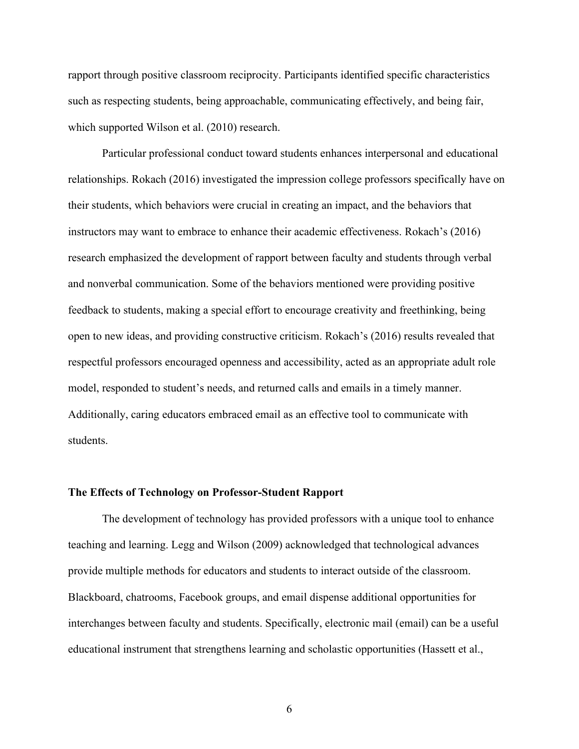rapport through positive classroom reciprocity. Participants identified specific characteristics such as respecting students, being approachable, communicating effectively, and being fair, which supported Wilson et al. (2010) research.

Particular professional conduct toward students enhances interpersonal and educational relationships. Rokach (2016) investigated the impression college professors specifically have on their students, which behaviors were crucial in creating an impact, and the behaviors that instructors may want to embrace to enhance their academic effectiveness. Rokach's (2016) research emphasized the development of rapport between faculty and students through verbal and nonverbal communication. Some of the behaviors mentioned were providing positive feedback to students, making a special effort to encourage creativity and freethinking, being open to new ideas, and providing constructive criticism. Rokach's (2016) results revealed that respectful professors encouraged openness and accessibility, acted as an appropriate adult role model, responded to student's needs, and returned calls and emails in a timely manner. Additionally, caring educators embraced email as an effective tool to communicate with students.

### The Effects of Technology on Professor-Student Rapport

The development of technology has provided professors with a unique tool to enhance teaching and learning. Legg and Wilson (2009) acknowledged that technological advances provide multiple methods for educators and students to interact outside of the classroom. Blackboard, chatrooms, Facebook groups, and email dispense additional opportunities for interchanges between faculty and students. Specifically, electronic mail (email) can be a useful educational instrument that strengthens learning and scholastic opportunities (Hassett et al.,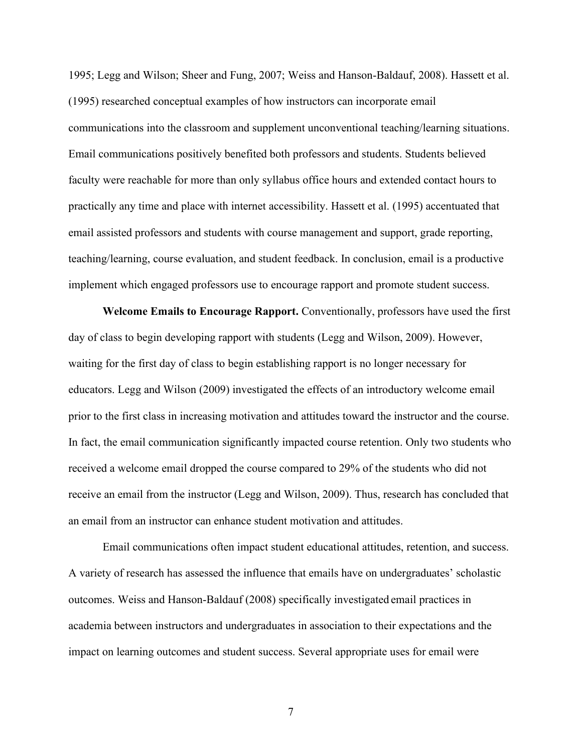1995; Legg and Wilson; Sheer and Fung, 2007; Weiss and Hanson-Baldauf, 2008). Hassett et al. (1995) researched conceptual examples of how instructors can incorporate email communications into the classroom and supplement unconventional teaching/learning situations. Email communications positively benefited both professors and students. Students believed faculty were reachable for more than only syllabus office hours and extended contact hours to practically any time and place with internet accessibility. Hassett et al. (1995) accentuated that email assisted professors and students with course management and support, grade reporting, teaching/learning, course evaluation, and student feedback. In conclusion, email is a productive implement which engaged professors use to encourage rapport and promote student success.

**Welcome Emails to Encourage Rapport.** Conventionally, professors have used the first day of class to begin developing rapport with students (Legg and Wilson, 2009). However, waiting for the first day of class to begin establishing rapport is no longer necessary for educators. Legg and Wilson (2009) investigated the effects of an introductory welcome email prior to the first class in increasing motivation and attitudes toward the instructor and the course. In fact, the email communication significantly impacted course retention. Only two students who received a welcome email dropped the course compared to 29% of the students who did not receive an email from the instructor (Legg and Wilson, 2009). Thus, research has concluded that an email from an instructor can enhance student motivation and attitudes.

Email communications often impact student educational attitudes, retention, and success. A variety of research has assessed the influence that emails have on undergraduates' scholastic outcomes. Weiss and Hanson-Baldauf (2008) specifically investigated email practices in academia between instructors and undergraduates in association to their expectations and the impact on learning outcomes and student success. Several appropriate uses for email were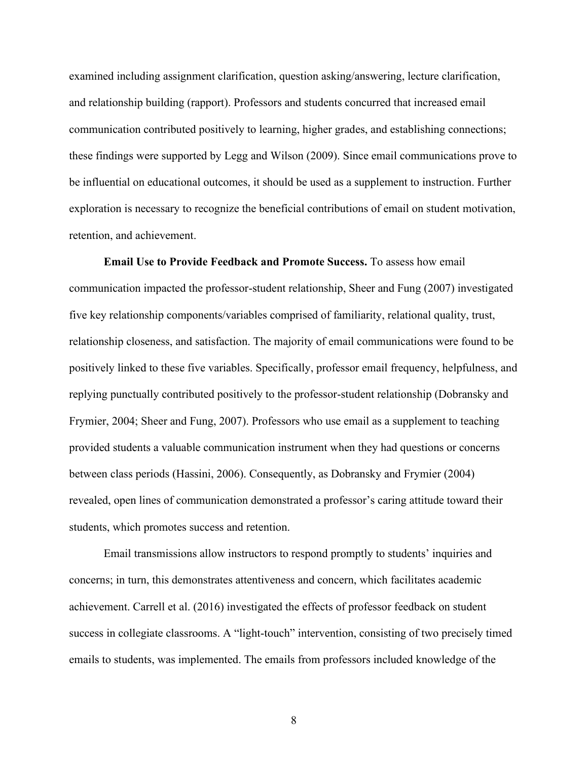examined including assignment clarification, question asking/answering, lecture clarification, and relationship building (rapport). Professors and students concurred that increased email communication contributed positively to learning, higher grades, and establishing connections; these findings were supported by Legg and Wilson (2009). Since email communications prove to be influential on educational outcomes, it should be used as a supplement to instruction. Further exploration is necessary to recognize the beneficial contributions of email on student motivation, retention, and achievement.

**Email Use to Provide Feedback and Promote Success.** To assess how email communication impacted the professor-student relationship, Sheer and Fung (2007) investigated five key relationship components/variables comprised of familiarity, relational quality, trust, relationship closeness, and satisfaction. The majority of email communications were found to be positively linked to these five variables. Specifically, professor email frequency, helpfulness, and replying punctually contributed positively to the professor-student relationship (Dobransky and Frymier, 2004; Sheer and Fung, 2007). Professors who use email as a supplement to teaching provided students a valuable communication instrument when they had questions or concerns between class periods (Hassini, 2006). Consequently, as Dobransky and Frymier (2004) revealed, open lines of communication demonstrated a professor's caring attitude toward their students, which promotes success and retention.

Email transmissions allow instructors to respond promptly to students' inquiries and concerns; in turn, this demonstrates attentiveness and concern, which facilitates academic achievement. Carrell et al. (2016) investigated the effects of professor feedback on student success in collegiate classrooms. A "light-touch" intervention, consisting of two precisely timed emails to students, was implemented. The emails from professors included knowledge of the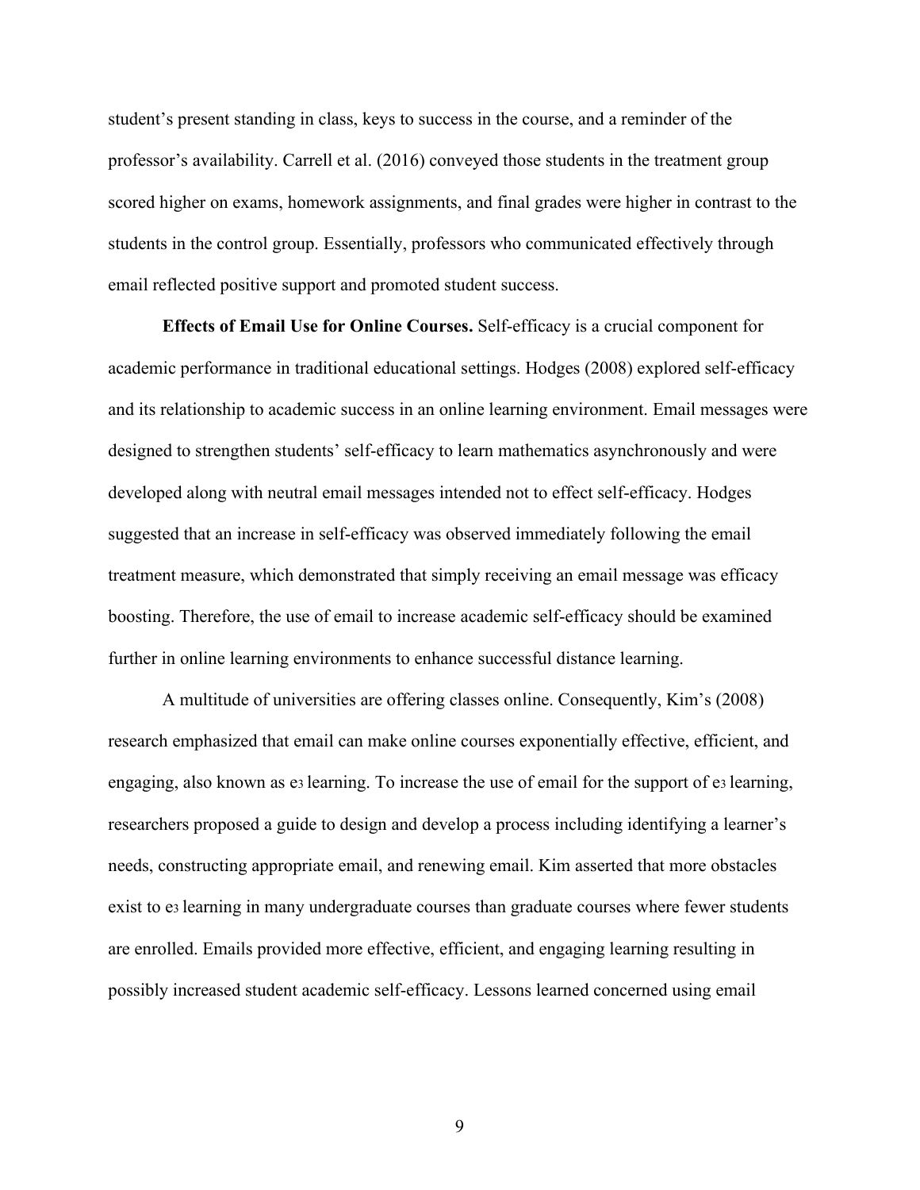student's present standing in class, keys to success in the course, and a reminder of the professor's availability. Carrell et al. (2016) conveyed those students in the treatment group scored higher on exams, homework assignments, and final grades were higher in contrast to the students in the control group. Essentially, professors who communicated effectively through email reflected positive support and promoted student success.

**Effects of Email Use for Online Courses.** Self-efficacy is a crucial component for academic performance in traditional educational settings. Hodges (2008) explored self-efficacy and its relationship to academic success in an online learning environment. Email messages were designed to strengthen students' self-efficacy to learn mathematics asynchronously and were developed along with neutral email messages intended not to effect self-efficacy. Hodges suggested that an increase in self-efficacy was observed immediately following the email treatment measure, which demonstrated that simply receiving an email message was efficacy boosting. Therefore, the use of email to increase academic self-efficacy should be examined further in online learning environments to enhance successful distance learning.

A multitude of universities are offering classes online. Consequently, Kim's (2008) research emphasized that email can make online courses exponentially effective, efficient, and engaging, also known as $e_3$ learning. To increase the use of email for the support of $e_3$ learning, researchers proposed a guide to design and develop a process including identifying a learner's needs, constructing appropriate email, and renewing email. Kim asserted that more obstacles exist to $e_3$ learning in many undergraduate courses than graduate courses where fewer students are enrolled. Emails provided more effective, efficient, and engaging learning resulting in possibly increased student academic self-efficacy. Lessons learned concerned using email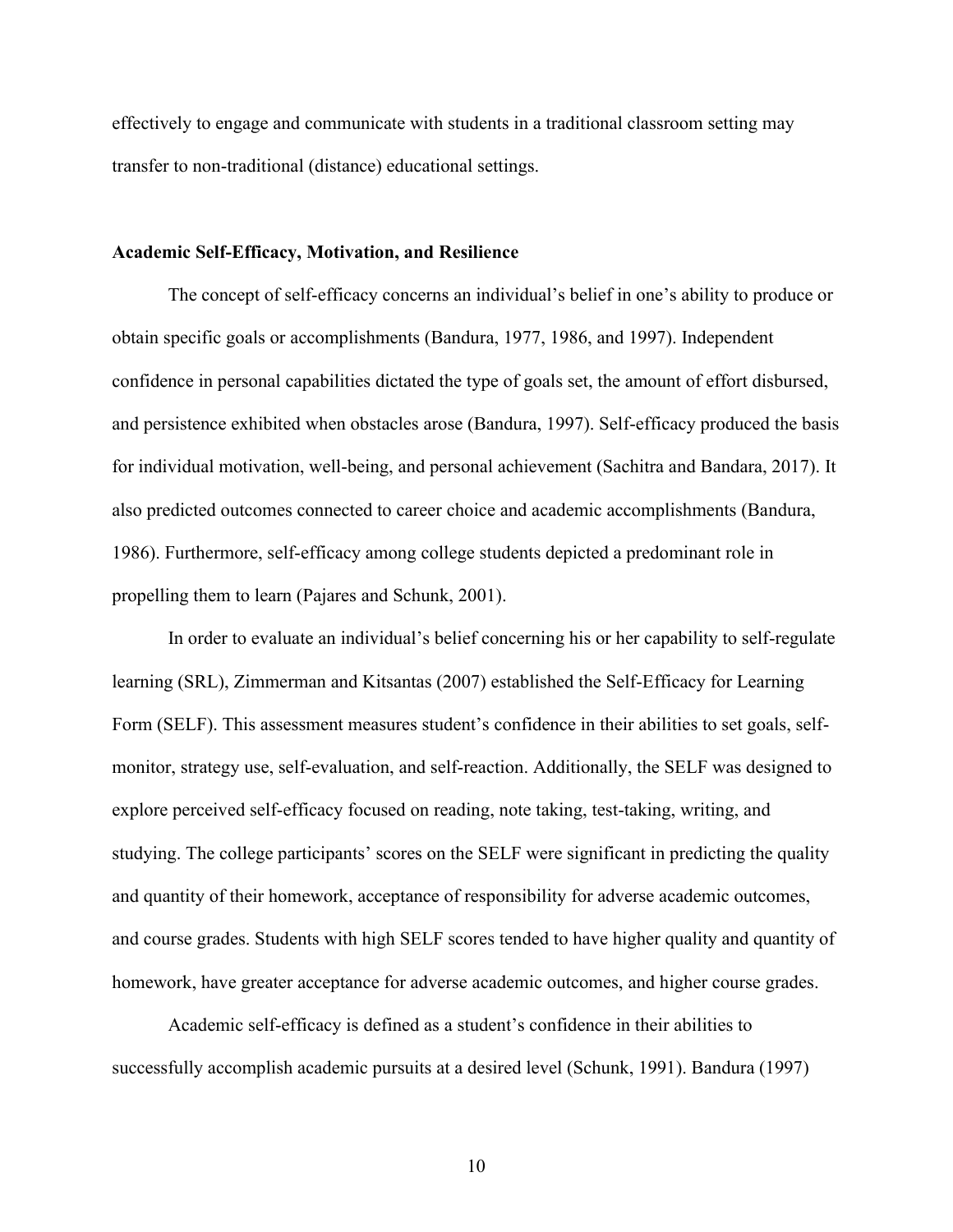effectively to engage and communicate with students in a traditional classroom setting may transfer to non-traditional (distance) educational settings.

**Academic Self-Efficacy, Motivation, and Resilience**

The concept of self-efficacy concerns an individual's belief in one's ability to produce or obtain specific goals or accomplishments (Bandura, 1977, 1986, and 1997). Independent confidence in personal capabilities dictated the type of goals set, the amount of effort disbursed, and persistence exhibited when obstacles arose (Bandura, 1997). Self-efficacy produced the basis for individual motivation, well-being, and personal achievement (Sachitra and Bandara, 2017). It also predicted outcomes connected to career choice and academic accomplishments (Bandura, 1986). Furthermore, self-efficacy among college students depicted a predominant role in propelling them to learn (Pajares and Schunk, 2001).

In order to evaluate an individual's belief concerning his or her capability to self-regulate learning (SRL), Zimmerman and Kitsantas (2007) established the Self-Efficacy for Learning Form (SELF). This assessment measures student's confidence in their abilities to set goals, self-monitor, strategy use, self-evaluation, and self-reaction. Additionally, the SELF was designed to explore perceived self-efficacy focused on reading, note taking, test-taking, writing, and studying. The college participants' scores on the SELF were significant in predicting the quality and quantity of their homework, acceptance of responsibility for adverse academic outcomes, and course grades. Students with high SELF scores tended to have higher quality and quantity of homework, have greater acceptance for adverse academic outcomes, and higher course grades.

Academic self-efficacy is defined as a student's confidence in their abilities to successfully accomplish academic pursuits at a desired level (Schunk, 1991). Bandura (1997)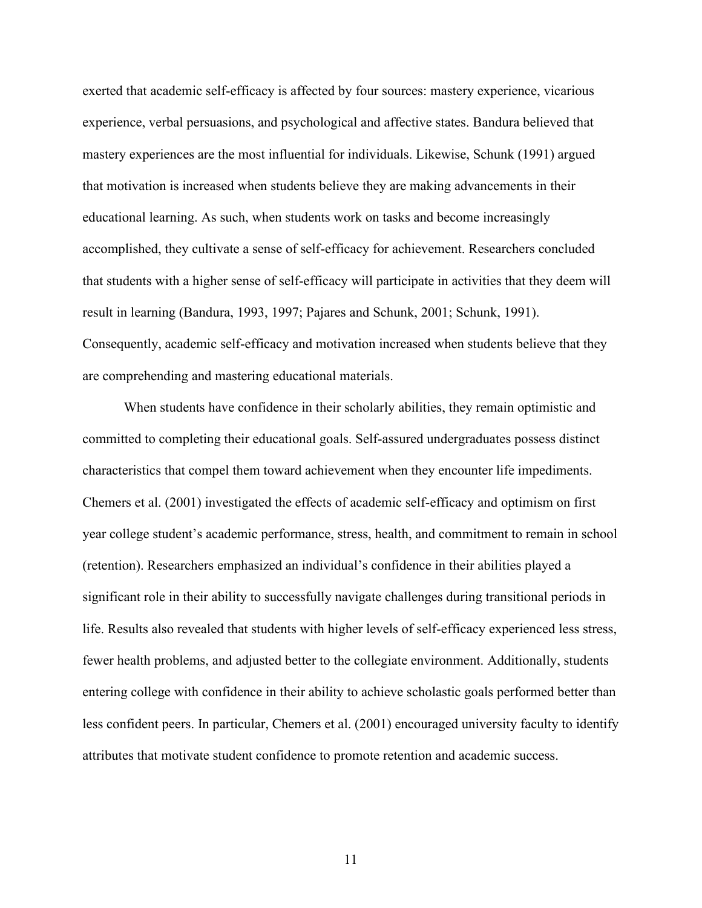exerted that academic self-efficacy is affected by four sources: mastery experience, vicarious experience, verbal persuasions, and psychological and affective states. Bandura believed that mastery experiences are the most influential for individuals. Likewise, Schunk (1991) argued that motivation is increased when students believe they are making advancements in their educational learning. As such, when students work on tasks and become increasingly accomplished, they cultivate a sense of self-efficacy for achievement. Researchers concluded that students with a higher sense of self-efficacy will participate in activities that they deem will result in learning (Bandura, 1993, 1997; Pajares and Schunk, 2001; Schunk, 1991). Consequently, academic self-efficacy and motivation increased when students believe that they are comprehending and mastering educational materials.

When students have confidence in their scholarly abilities, they remain optimistic and committed to completing their educational goals. Self-assured undergraduates possess distinct characteristics that compel them toward achievement when they encounter life impediments. Chemers et al. (2001) investigated the effects of academic self-efficacy and optimism on first year college student's academic performance, stress, health, and commitment to remain in school (retention). Researchers emphasized an individual's confidence in their abilities played a significant role in their ability to successfully navigate challenges during transitional periods in life. Results also revealed that students with higher levels of self-efficacy experienced less stress, fewer health problems, and adjusted better to the collegiate environment. Additionally, students entering college with confidence in their ability to achieve scholastic goals performed better than less confident peers. In particular, Chemers et al. (2001) encouraged university faculty to identify attributes that motivate student confidence to promote retention and academic success.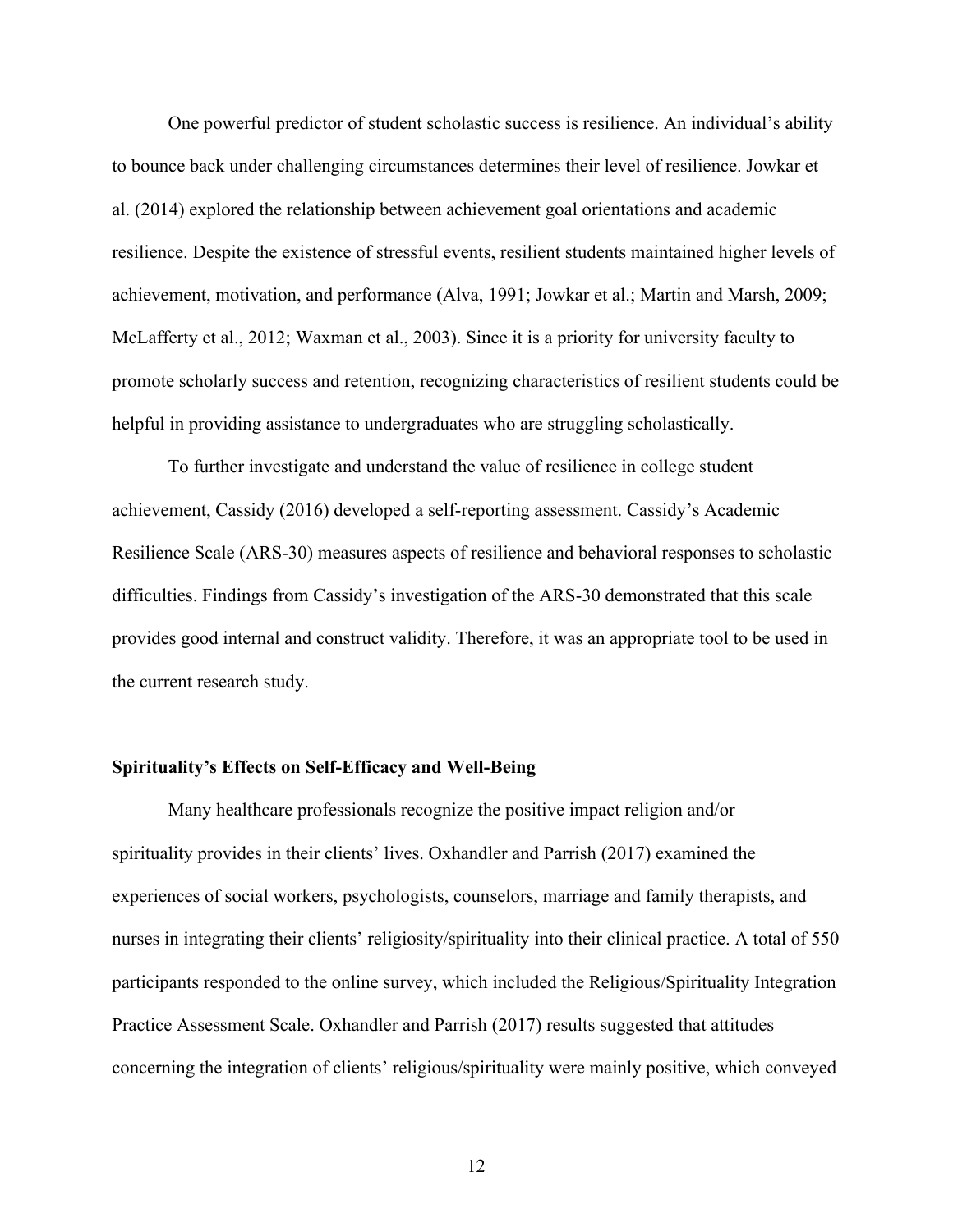One powerful predictor of student scholastic success is resilience. An individual's ability to bounce back under challenging circumstances determines their level of resilience. Jowkar et al. (2014) explored the relationship between achievement goal orientations and academic resilience. Despite the existence of stressful events, resilient students maintained higher levels of achievement, motivation, and performance (Alva, 1991; Jowkar et al.; Martin and Marsh, 2009; McLafferty et al., 2012; Waxman et al., 2003). Since it is a priority for university faculty to promote scholarly success and retention, recognizing characteristics of resilient students could be helpful in providing assistance to undergraduates who are struggling scholastically.

To further investigate and understand the value of resilience in college student achievement, Cassidy (2016) developed a self-reporting assessment. Cassidy's Academic Resilience Scale (ARS-30) measures aspects of resilience and behavioral responses to scholastic difficulties. Findings from Cassidy's investigation of the ARS-30 demonstrated that this scale provides good internal and construct validity. Therefore, it was an appropriate tool to be used in the current research study.

## Spirituality's Effects on Self-Efficacy and Well-Being

Many healthcare professionals recognize the positive impact religion and/or spirituality provides in their clients' lives. Oxhandler and Parrish (2017) examined the experiences of social workers, psychologists, counselors, marriage and family therapists, and nurses in integrating their clients' religiosity/spirituality into their clinical practice. A total of 550 participants responded to the online survey, which included the Religious/Spirituality Integration Practice Assessment Scale. Oxhandler and Parrish (2017) results suggested that attitudes concerning the integration of clients' religious/spirituality were mainly positive, which conveyed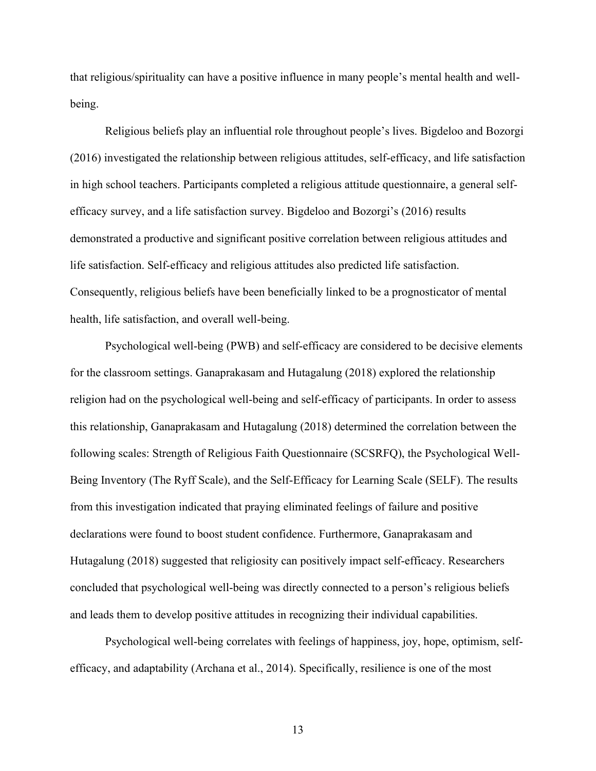that religious/spirituality can have a positive influence in many people's mental health and well-being.

Religious beliefs play an influential role throughout people's lives. Bigdeloo and Bozorgi (2016) investigated the relationship between religious attitudes, self-efficacy, and life satisfaction in high school teachers. Participants completed a religious attitude questionnaire, a general self-efficacy survey, and a life satisfaction survey. Bigdeloo and Bozorgi's (2016) results demonstrated a productive and significant positive correlation between religious attitudes and life satisfaction. Self-efficacy and religious attitudes also predicted life satisfaction. Consequently, religious beliefs have been beneficially linked to be a prognosticator of mental health, life satisfaction, and overall well-being.

Psychological well-being (PWB) and self-efficacy are considered to be decisive elements for the classroom settings. Ganaprakasam and Hutagalung (2018) explored the relationship religion had on the psychological well-being and self-efficacy of participants. In order to assess this relationship, Ganaprakasam and Hutagalung (2018) determined the correlation between the following scales: Strength of Religious Faith Questionnaire (SCSRFQ), the Psychological Well-Being Inventory (The Ryff Scale), and the Self-Efficacy for Learning Scale (SELF). The results from this investigation indicated that praying eliminated feelings of failure and positive declarations were found to boost student confidence. Furthermore, Ganaprakasam and Hutagalung (2018) suggested that religiosity can positively impact self-efficacy. Researchers concluded that psychological well-being was directly connected to a person's religious beliefs and leads them to develop positive attitudes in recognizing their individual capabilities.

Psychological well-being correlates with feelings of happiness, joy, hope, optimism, self-efficacy, and adaptability (Archana et al., 2014). Specifically, resilience is one of the most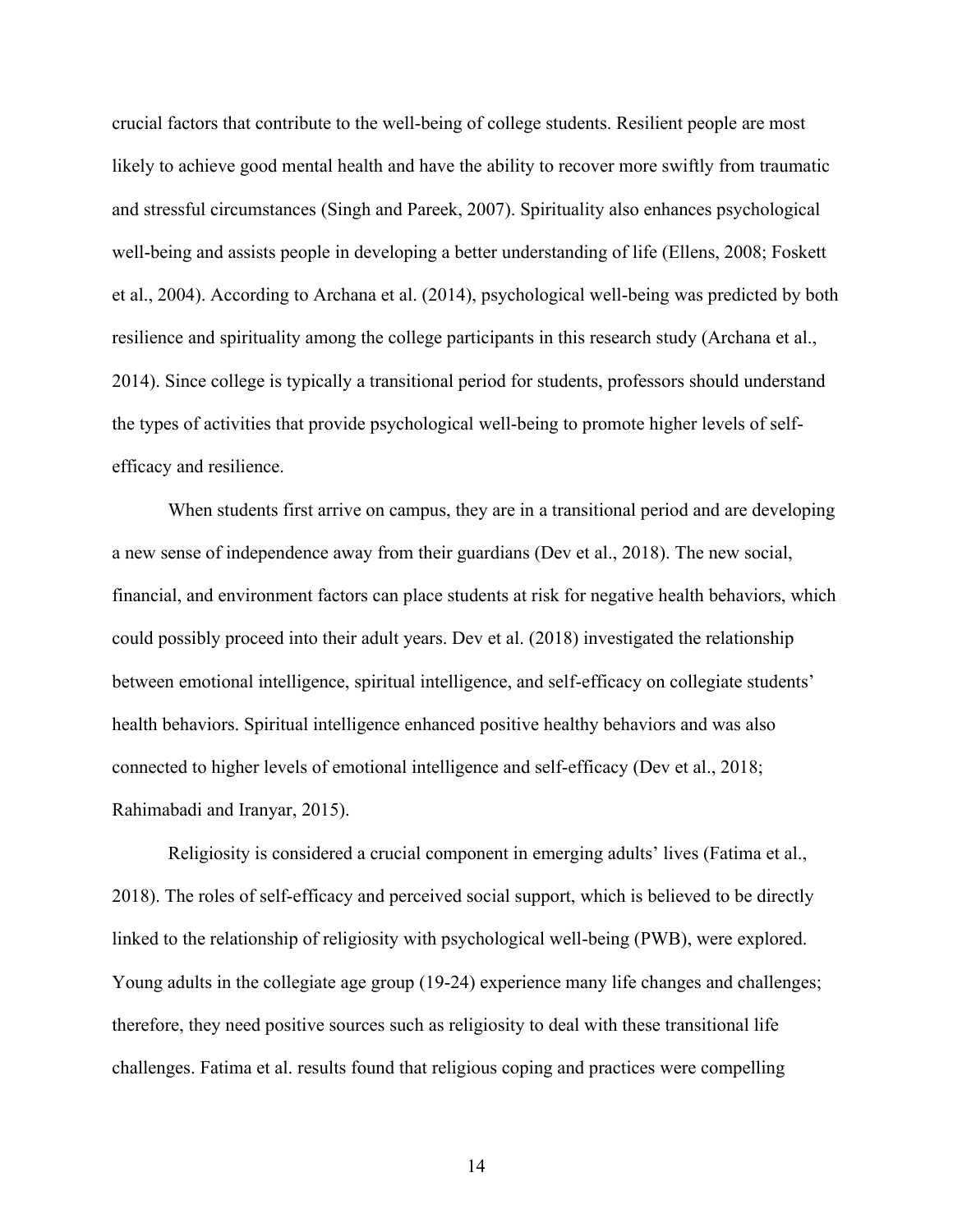crucial factors that contribute to the well-being of college students. Resilient people are most likely to achieve good mental health and have the ability to recover more swiftly from traumatic and stressful circumstances (Singh and Pareek, 2007). Spirituality also enhances psychological well-being and assists people in developing a better understanding of life (Ellens, 2008; Foskett et al., 2004). According to Archana et al. (2014), psychological well-being was predicted by both resilience and spirituality among the college participants in this research study (Archana et al., 2014). Since college is typically a transitional period for students, professors should understand the types of activities that provide psychological well-being to promote higher levels of self-efficacy and resilience.

When students first arrive on campus, they are in a transitional period and are developing a new sense of independence away from their guardians (Dev et al., 2018). The new social, financial, and environment factors can place students at risk for negative health behaviors, which could possibly proceed into their adult years. Dev et al. (2018) investigated the relationship between emotional intelligence, spiritual intelligence, and self-efficacy on collegiate students' health behaviors. Spiritual intelligence enhanced positive healthy behaviors and was also connected to higher levels of emotional intelligence and self-efficacy (Dev et al., 2018; Rahimabadi and Iranyar, 2015).

Religiosity is considered a crucial component in emerging adults' lives (Fatima et al., 2018). The roles of self-efficacy and perceived social support, which is believed to be directly linked to the relationship of religiosity with psychological well-being (PWB), were explored. Young adults in the collegiate age group (19-24) experience many life changes and challenges; therefore, they need positive sources such as religiosity to deal with these transitional life challenges. Fatima et al. results found that religious coping and practices were compelling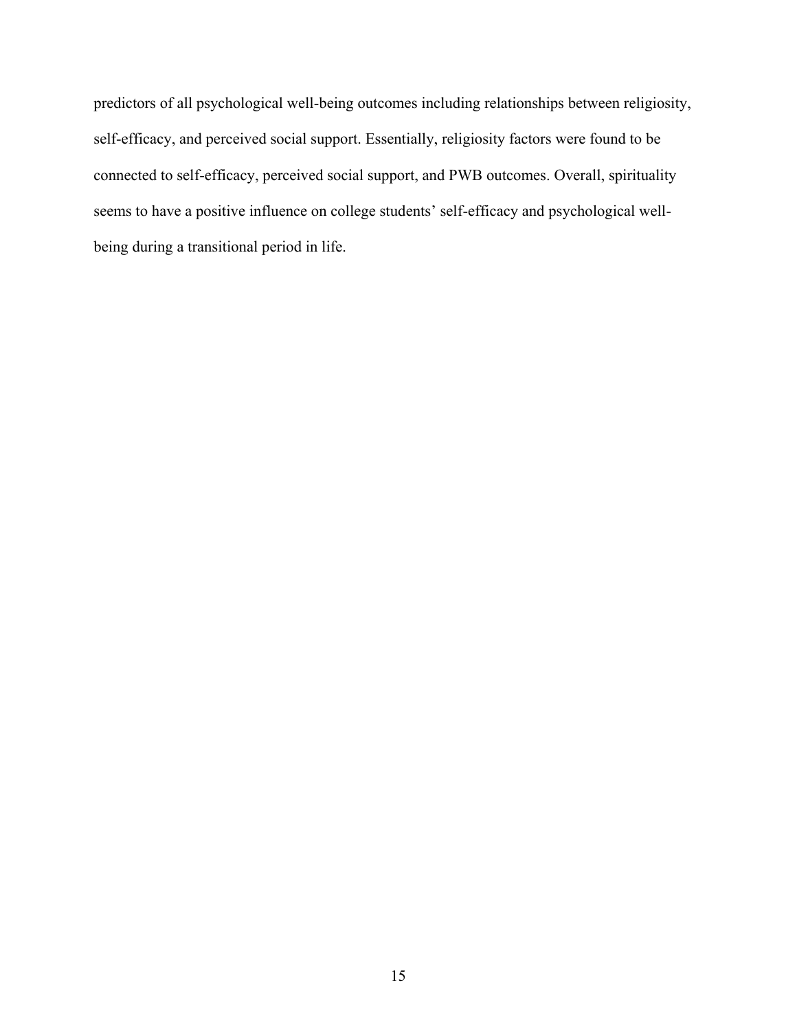predictors of all psychological well-being outcomes including relationships between religiosity, self-efficacy, and perceived social support. Essentially, religiosity factors were found to be connected to self-efficacy, perceived social support, and PWB outcomes. Overall, spirituality seems to have a positive influence on college students' self-efficacy and psychological well-being during a transitional period in life.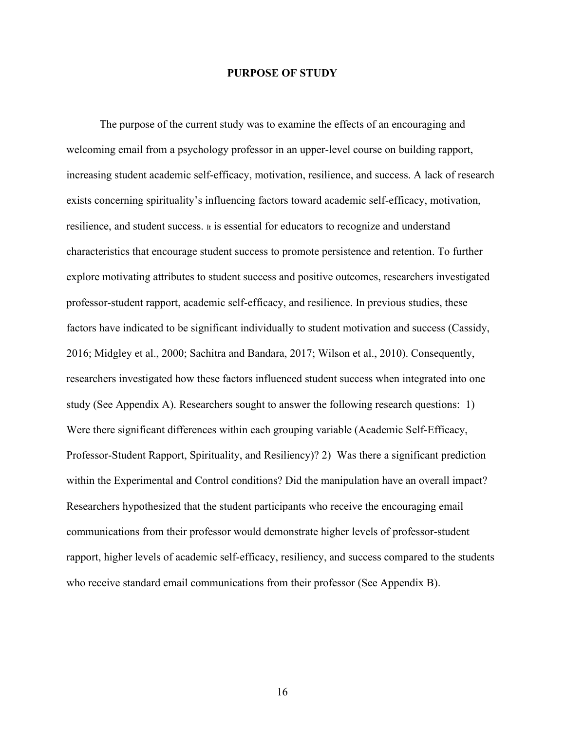# PURPOSE OF STUDY

The purpose of the current study was to examine the effects of an encouraging and welcoming email from a psychology professor in an upper-level course on building rapport, increasing student academic self-efficacy, motivation, resilience, and success. A lack of research exists concerning spirituality's influencing factors toward academic self-efficacy, motivation, resilience, and student success. It is essential for educators to recognize and understand characteristics that encourage student success to promote persistence and retention. To further explore motivating attributes to student success and positive outcomes, researchers investigated professor-student rapport, academic self-efficacy, and resilience. In previous studies, these factors have indicated to be significant individually to student motivation and success (Cassidy, 2016; Midgley et al., 2000; Sachitra and Bandara, 2017; Wilson et al., 2010). Consequently, researchers investigated how these factors influenced student success when integrated into one study (See Appendix A). Researchers sought to answer the following research questions: 1) Were there significant differences within each grouping variable (Academic Self-Efficacy, Professor-Student Rapport, Spirituality, and Resiliency)? 2) Was there a significant prediction within the Experimental and Control conditions? Did the manipulation have an overall impact? Researchers hypothesized that the student participants who receive the encouraging email communications from their professor would demonstrate higher levels of professor-student rapport, higher levels of academic self-efficacy, resiliency, and success compared to the students who receive standard email communications from their professor (See Appendix B).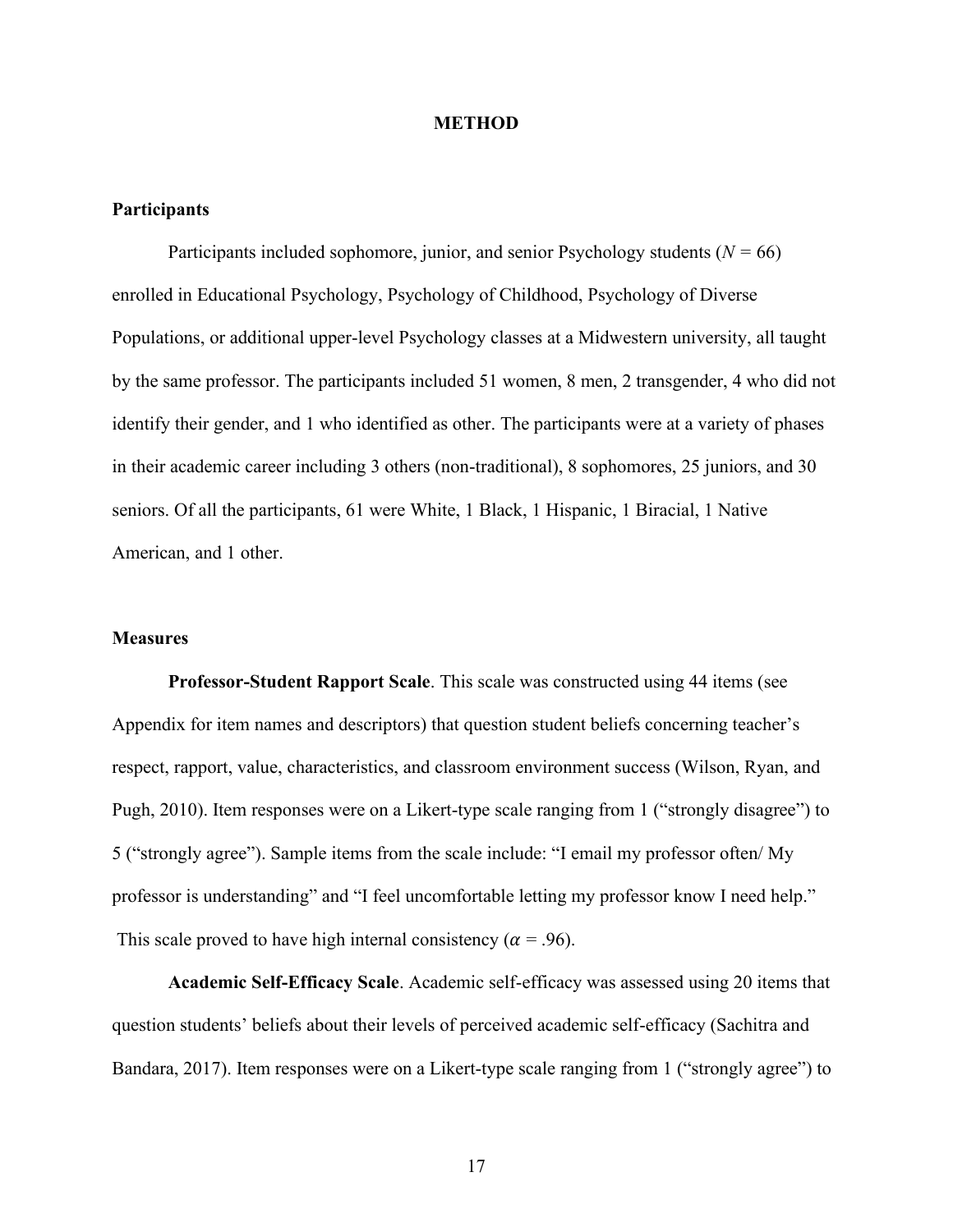# METHOD

## Participants

Participants included sophomore, junior, and senior Psychology students (*N* = 66) enrolled in Educational Psychology, Psychology of Childhood, Psychology of Diverse Populations, or additional upper-level Psychology classes at a Midwestern university, all taught by the same professor. The participants included 51 women, 8 men, 2 transgender, 4 who did not identify their gender, and 1 who identified as other. The participants were at a variety of phases in their academic career including 3 others (non-traditional), 8 sophomores, 25 juniors, and 30 seniors. Of all the participants, 61 were White, 1 Black, 1 Hispanic, 1 Biracial, 1 Native American, and 1 other.

## Measures

**Professor-Student Rapport Scale**. This scale was constructed using 44 items (see Appendix for item names and descriptors) that question student beliefs concerning teacher's respect, rapport, value, characteristics, and classroom environment success (Wilson, Ryan, and Pugh, 2010). Item responses were on a Likert-type scale ranging from 1 ("strongly disagree") to 5 ("strongly agree"). Sample items from the scale include: "I email my professor often/ My professor is understanding" and "I feel uncomfortable letting my professor know I need help." This scale proved to have high internal consistency ($\alpha$ = .96).

**Academic Self-Efficacy Scale**. Academic self-efficacy was assessed using 20 items that question students' beliefs about their levels of perceived academic self-efficacy (Sachitra and Bandara, 2017). Item responses were on a Likert-type scale ranging from 1 ("strongly agree") to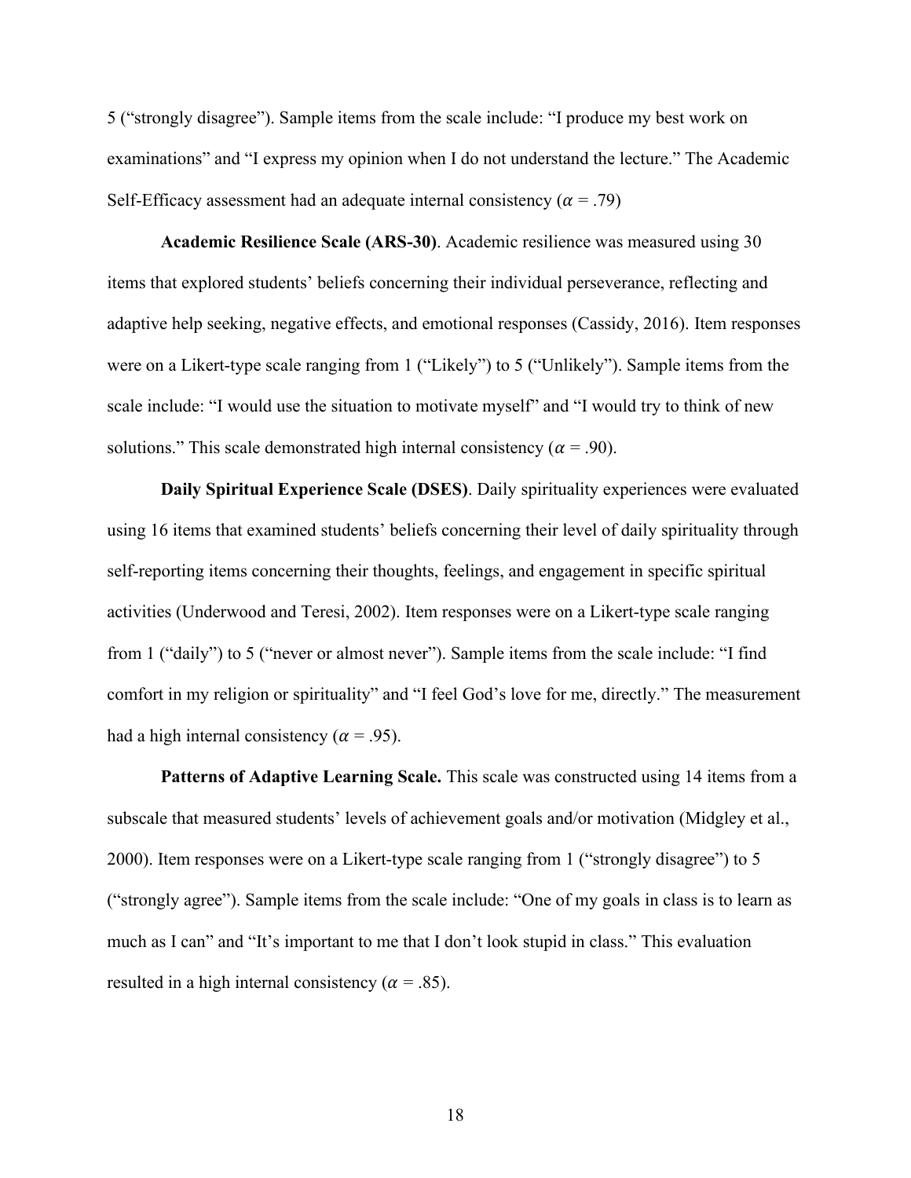5 ("strongly disagree"). Sample items from the scale include: "I produce my best work on examinations" and "I express my opinion when I do not understand the lecture." The Academic Self-Efficacy assessment had an adequate internal consistency ($\alpha$ = .79)

**Academic Resilience Scale (ARS-30)**. Academic resilience was measured using 30 items that explored students' beliefs concerning their individual perseverance, reflecting and adaptive help seeking, negative effects, and emotional responses (Cassidy, 2016). Item responses were on a Likert-type scale ranging from 1 ("Likely") to 5 ("Unlikely"). Sample items from the scale include: "I would use the situation to motivate myself" and "I would try to think of new solutions." This scale demonstrated high internal consistency ($\alpha$ = .90).

**Daily Spiritual Experience Scale (DSES)**. Daily spirituality experiences were evaluated using 16 items that examined students' beliefs concerning their level of daily spirituality through self-reporting items concerning their thoughts, feelings, and engagement in specific spiritual activities (Underwood and Teresi, 2002). Item responses were on a Likert-type scale ranging from 1 ("daily") to 5 ("never or almost never"). Sample items from the scale include: "I find comfort in my religion or spirituality" and "I feel God's love for me, directly." The measurement had a high internal consistency ($\alpha$ = .95).

**Patterns of Adaptive Learning Scale.** This scale was constructed using 14 items from a subscale that measured students' levels of achievement goals and/or motivation (Midgley et al., 2000). Item responses were on a Likert-type scale ranging from 1 ("strongly disagree") to 5 ("strongly agree"). Sample items from the scale include: "One of my goals in class is to learn as much as I can" and "It's important to me that I don't look stupid in class." This evaluation resulted in a high internal consistency ($\alpha$ = .85).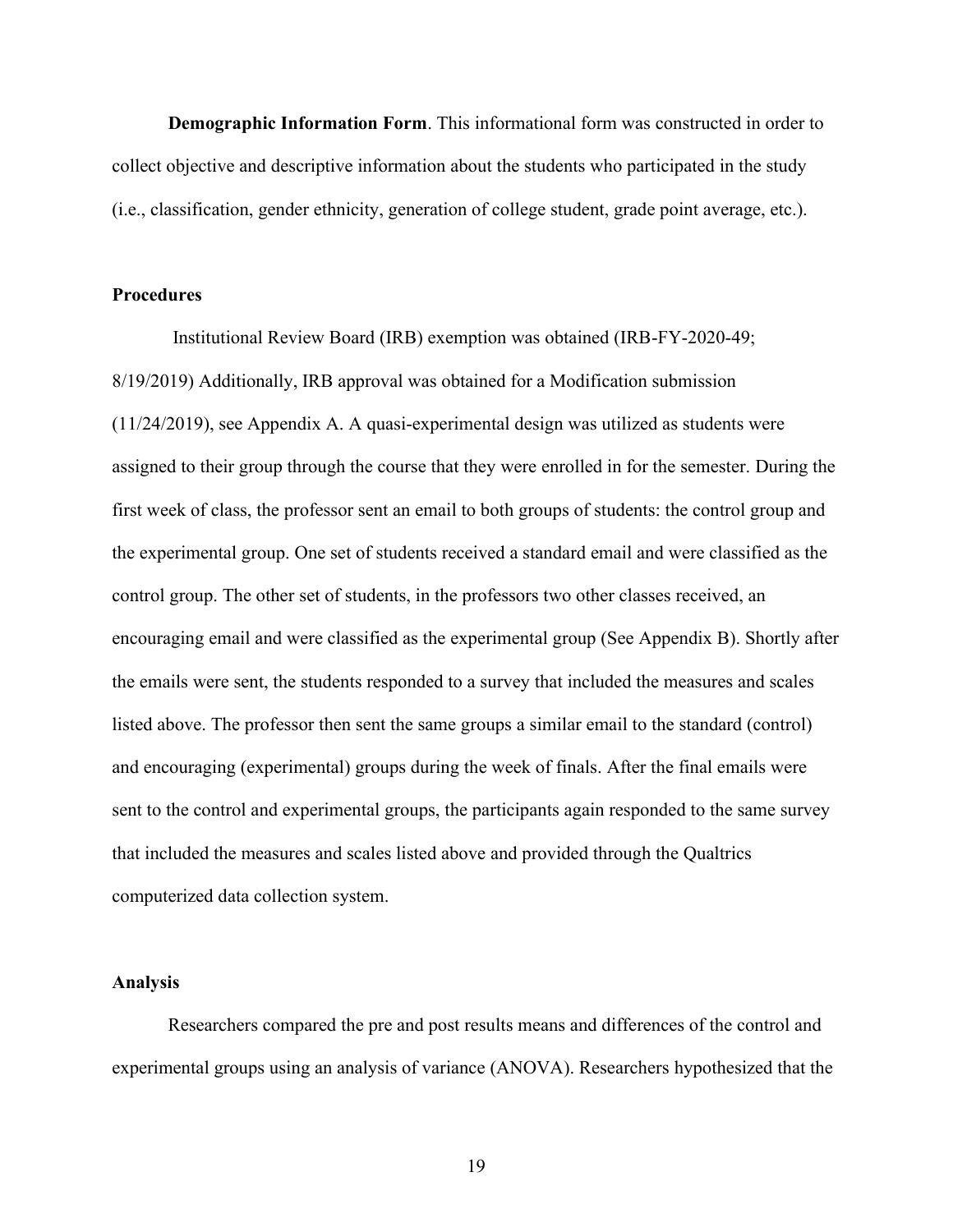**Demographic Information Form**. This informational form was constructed in order to collect objective and descriptive information about the students who participated in the study (i.e., classification, gender ethnicity, generation of college student, grade point average, etc.).

## Procedures

Institutional Review Board (IRB) exemption was obtained (IRB-FY-2020-49; 8/19/2019) Additionally, IRB approval was obtained for a Modification submission (11/24/2019), see Appendix A. A quasi-experimental design was utilized as students were assigned to their group through the course that they were enrolled in for the semester. During the first week of class, the professor sent an email to both groups of students: the control group and the experimental group. One set of students received a standard email and were classified as the control group. The other set of students, in the professors two other classes received, an encouraging email and were classified as the experimental group (See Appendix B). Shortly after the emails were sent, the students responded to a survey that included the measures and scales listed above. The professor then sent the same groups a similar email to the standard (control) and encouraging (experimental) groups during the week of finals. After the final emails were sent to the control and experimental groups, the participants again responded to the same survey that included the measures and scales listed above and provided through the Qualtrics computerized data collection system.

## Analysis

Researchers compared the pre and post results means and differences of the control and experimental groups using an analysis of variance (ANOVA). Researchers hypothesized that the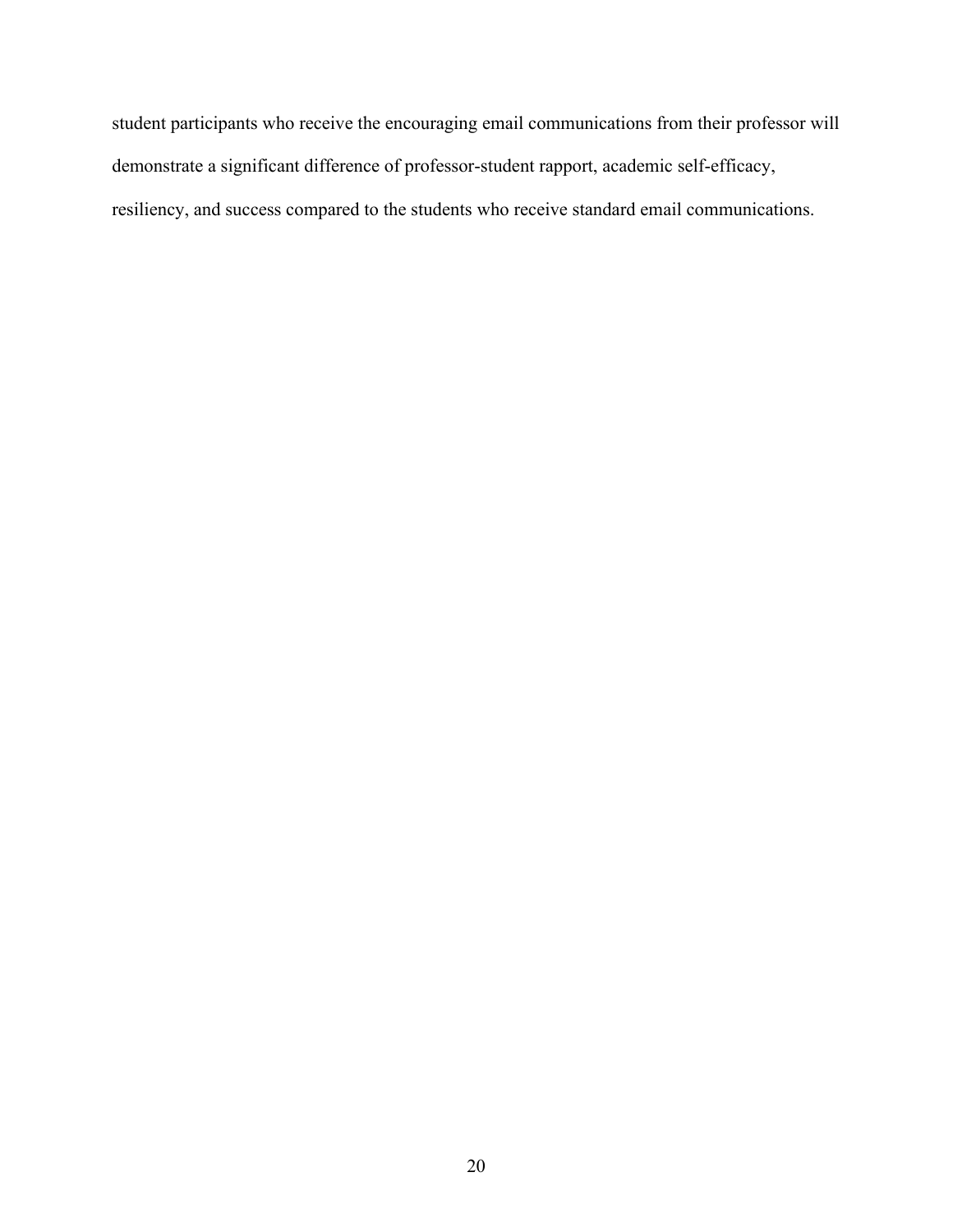student participants who receive the encouraging email communications from their professor will demonstrate a significant difference of professor-student rapport, academic self-efficacy, resiliency, and success compared to the students who receive standard email communications.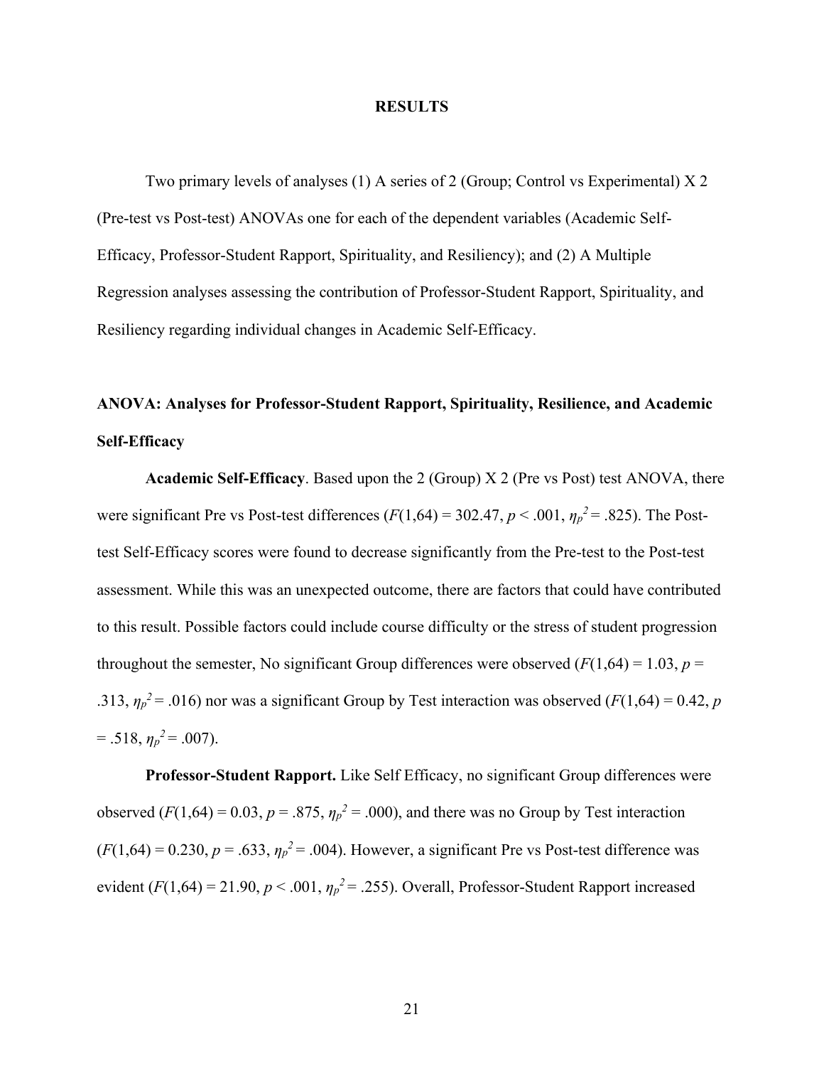# RESULTS

Two primary levels of analyses (1) A series of 2 (Group; Control vs Experimental) X 2 (Pre-test vs Post-test) ANOVAs one for each of the dependent variables (Academic Self-Efficacy, Professor-Student Rapport, Spirituality, and Resiliency); and (2) A Multiple Regression analyses assessing the contribution of Professor-Student Rapport, Spirituality, and Resiliency regarding individual changes in Academic Self-Efficacy.

## ANOVA: Analyses for Professor-Student Rapport, Spirituality, Resilience, and Academic Self-Efficacy

**Academic Self-Efficacy**. Based upon the 2 (Group) X 2 (Pre vs Post) test ANOVA, there were significant Pre vs Post-test differences ($F(1,64) = 302.47$, $p < .001$, $\eta_p^2 = .825$). The Post-test Self-Efficacy scores were found to decrease significantly from the Pre-test to the Post-test assessment. While this was an unexpected outcome, there are factors that could have contributed to this result. Possible factors could include course difficulty or the stress of student progression throughout the semester, No significant Group differences were observed ($F(1,64) = 1.03$, $p = .313$, $\eta_p^2 = .016$) nor was a significant Group by Test interaction was observed ($F(1,64) = 0.42$, $p = .518$, $\eta_p^2 = .007$).

**Professor-Student Rapport.** Like Self Efficacy, no significant Group differences were observed ($F(1,64) = 0.03$, $p = .875$, $\eta_p^2 = .000$), and there was no Group by Test interaction ($F(1,64) = 0.230$, $p = .633$, $\eta_p^2 = .004$). However, a significant Pre vs Post-test difference was evident ($F(1,64) = 21.90$, $p < .001$, $\eta_p^2 = .255$). Overall, Professor-Student Rapport increased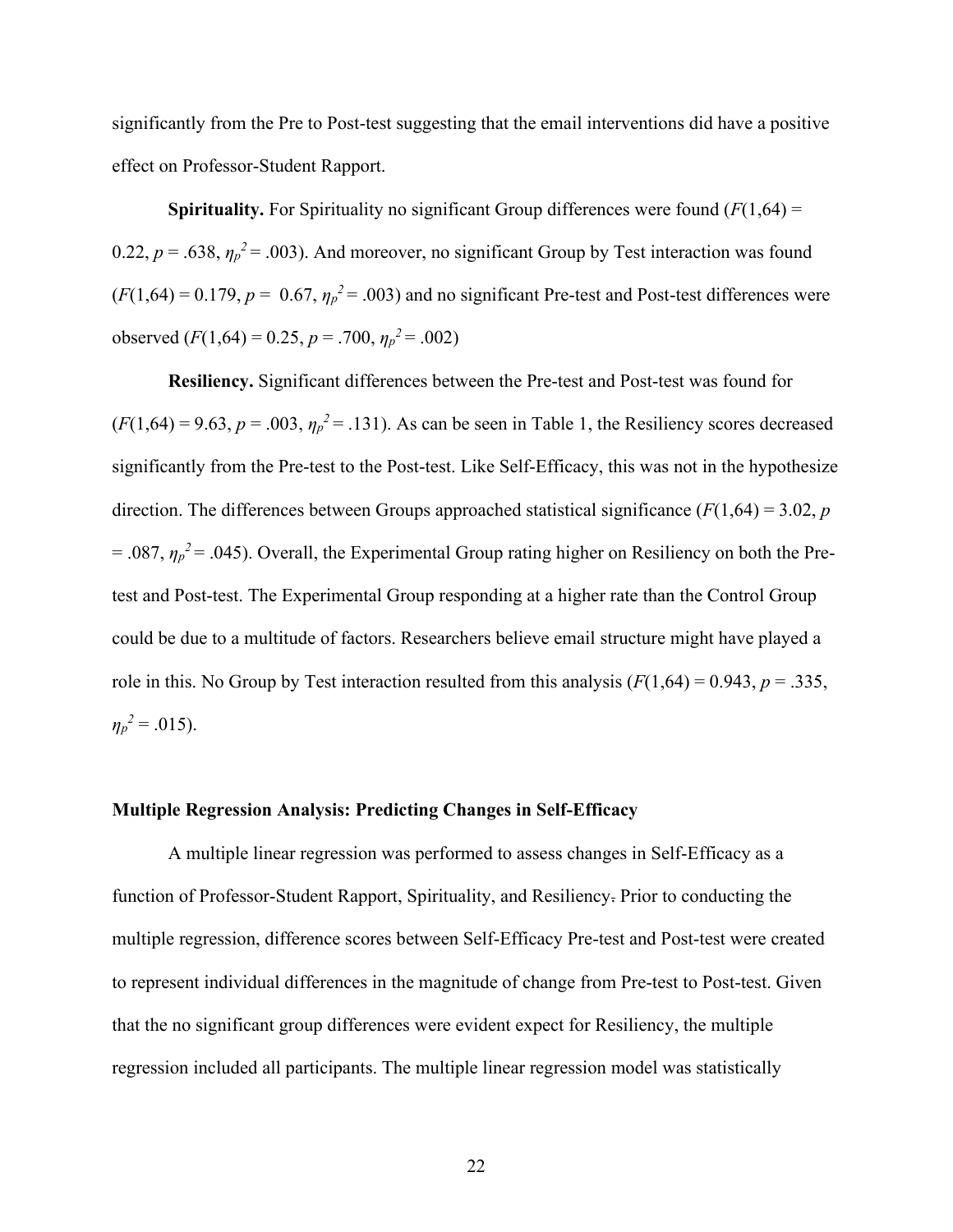significantly from the Pre to Post-test suggesting that the email interventions did have a positive effect on Professor-Student Rapport.

**Spirituality.** For Spirituality no significant Group differences were found ($F(1,64) = 0.22$, $p = .638$, $\eta_p^2 = .003$). And moreover, no significant Group by Test interaction was found ($F(1,64) = 0.179$, $p = 0.67$, $\eta_p^2 = .003$) and no significant Pre-test and Post-test differences were observed ($F(1,64) = 0.25$, $p = .700$, $\eta_p^2 = .002$)

**Resiliency.** Significant differences between the Pre-test and Post-test was found for ($F(1,64) = 9.63$, $p = .003$, $\eta_p^2 = .131$). As can be seen in Table 1, the Resiliency scores decreased significantly from the Pre-test to the Post-test. Like Self-Efficacy, this was not in the hypothesize direction. The differences between Groups approached statistical significance ($F(1,64) = 3.02$, $p = .087$, $\eta_p^2 = .045$). Overall, the Experimental Group rating higher on Resiliency on both the Pre-test and Post-test. The Experimental Group responding at a higher rate than the Control Group could be due to a multitude of factors. Researchers believe email structure might have played a role in this. No Group by Test interaction resulted from this analysis ($F(1,64) = 0.943$, $p = .335$, $\eta_p^2 = .015$).

### Multiple Regression Analysis: Predicting Changes in Self-Efficacy

A multiple linear regression was performed to assess changes in Self-Efficacy as a function of Professor-Student Rapport, Spirituality, and Resiliency. Prior to conducting the multiple regression, difference scores between Self-Efficacy Pre-test and Post-test were created to represent individual differences in the magnitude of change from Pre-test to Post-test. Given that the no significant group differences were evident expect for Resiliency, the multiple regression included all participants. The multiple linear regression model was statistically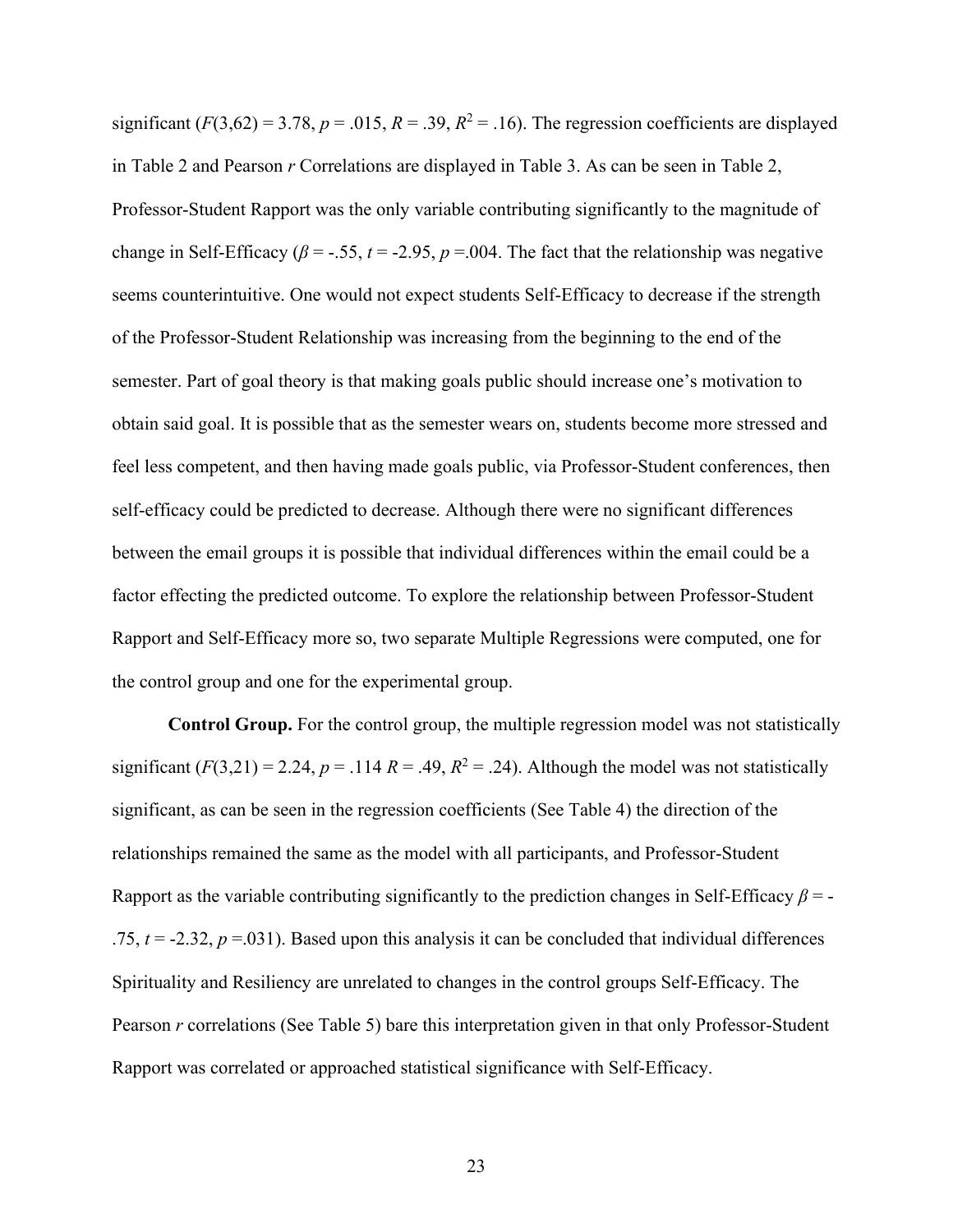significant ($F(3,62) = 3.78$, $p = .015$, $R = .39$, $R^2 = .16$). The regression coefficients are displayed in Table 2 and Pearson $r$ Correlations are displayed in Table 3. As can be seen in Table 2, Professor-Student Rapport was the only variable contributing significantly to the magnitude of change in Self-Efficacy ($\beta = -.55$, $t = -2.95$, $p = .004$. The fact that the relationship was negative seems counterintuitive. One would not expect students Self-Efficacy to decrease if the strength of the Professor-Student Relationship was increasing from the beginning to the end of the semester. Part of goal theory is that making goals public should increase one's motivation to obtain said goal. It is possible that as the semester wears on, students become more stressed and feel less competent, and then having made goals public, via Professor-Student conferences, then self-efficacy could be predicted to decrease. Although there were no significant differences between the email groups it is possible that individual differences within the email could be a factor effecting the predicted outcome. To explore the relationship between Professor-Student Rapport and Self-Efficacy more so, two separate Multiple Regressions were computed, one for the control group and one for the experimental group.

**Control Group.** For the control group, the multiple regression model was not statistically significant ($F(3,21) = 2.24$, $p = .114$ $R = .49$, $R^2 = .24$). Although the model was not statistically significant, as can be seen in the regression coefficients (See Table 4) the direction of the relationships remained the same as the model with all participants, and Professor-Student Rapport as the variable contributing significantly to the prediction changes in Self-Efficacy $\beta = -.75$, $t = -2.32$, $p = .031$). Based upon this analysis it can be concluded that individual differences Spirituality and Resiliency are unrelated to changes in the control groups Self-Efficacy. The Pearson $r$ correlations (See Table 5) bare this interpretation given in that only Professor-Student Rapport was correlated or approached statistical significance with Self-Efficacy.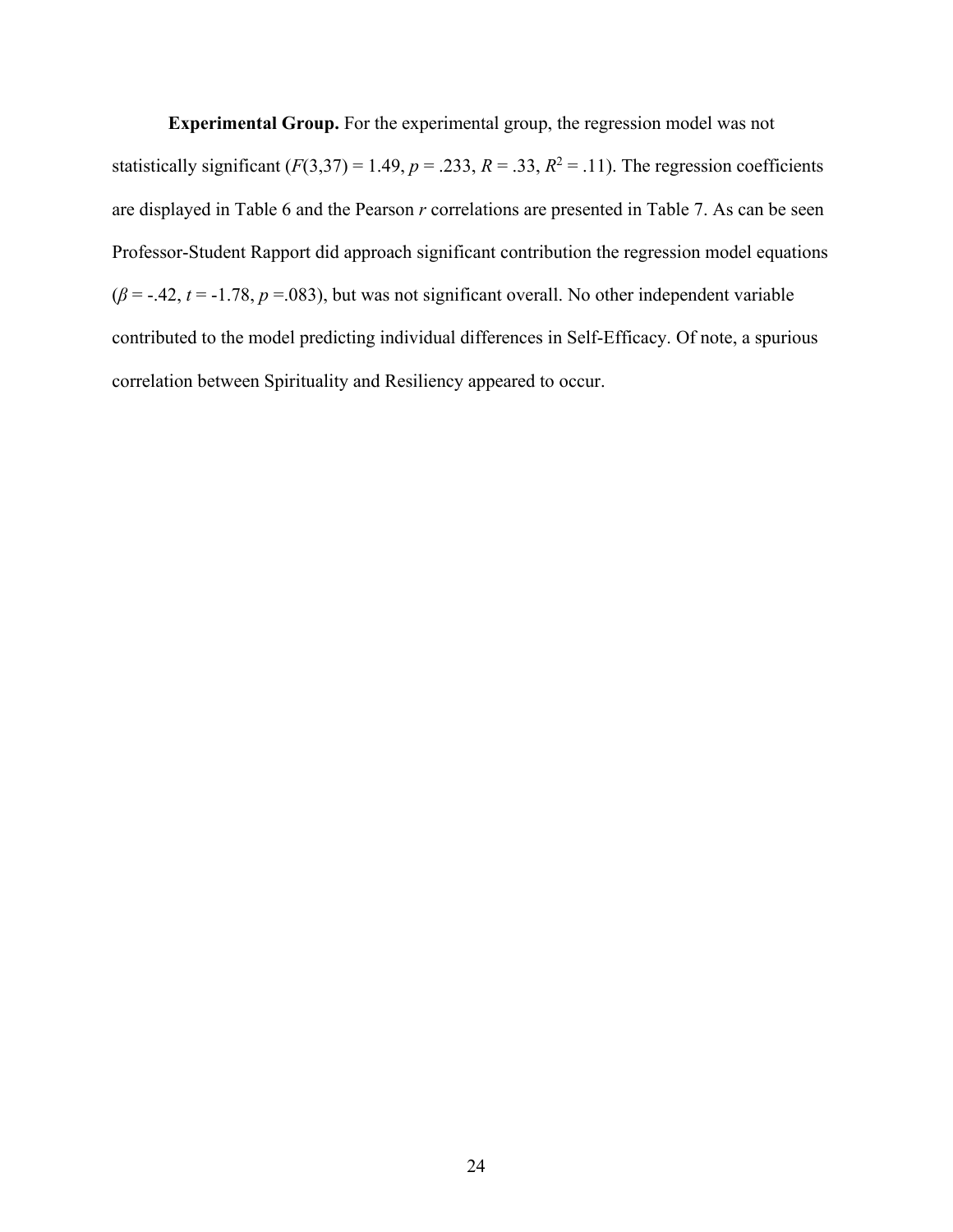**Experimental Group.** For the experimental group, the regression model was not statistically significant ($F(3,37) = 1.49$, $p = .233$, $R = .33$, $R^2 = .11$). The regression coefficients are displayed in Table 6 and the Pearson *r* correlations are presented in Table 7. As can be seen Professor-Student Rapport did approach significant contribution the regression model equations ($\beta = -.42$, $t = -1.78$, $p = .083$), but was not significant overall. No other independent variable contributed to the model predicting individual differences in Self-Efficacy. Of note, a spurious correlation between Spirituality and Resiliency appeared to occur.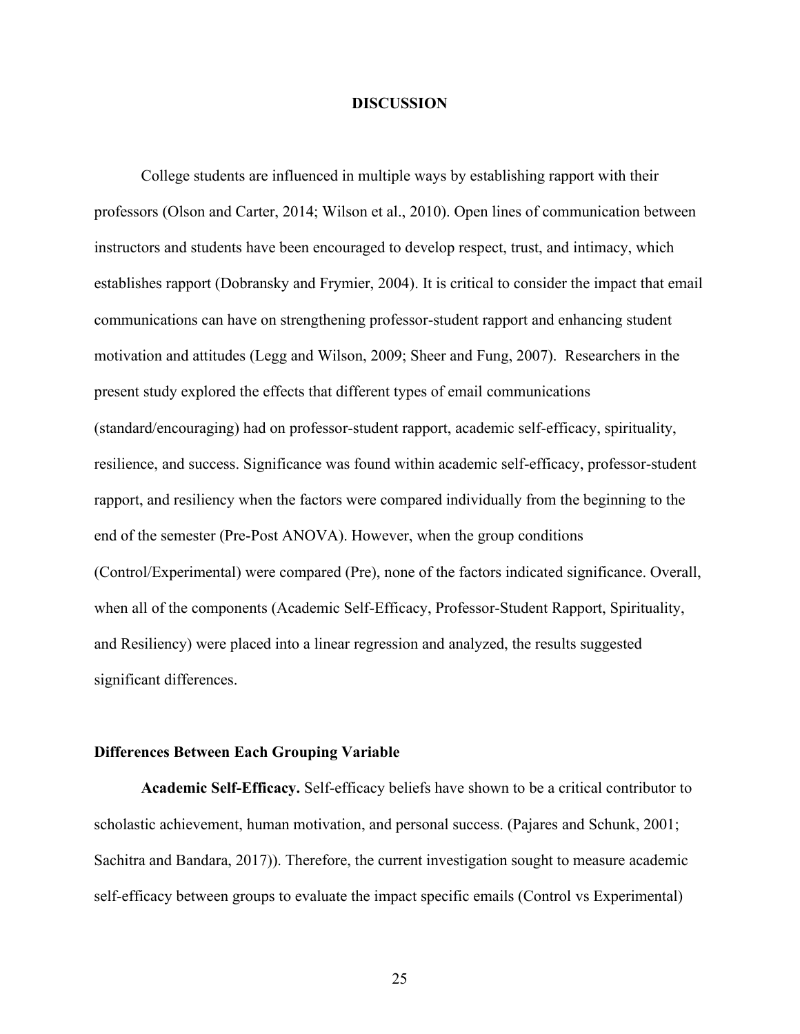# DISCUSSION

College students are influenced in multiple ways by establishing rapport with their professors (Olson and Carter, 2014; Wilson et al., 2010). Open lines of communication between instructors and students have been encouraged to develop respect, trust, and intimacy, which establishes rapport (Dobransky and Frymier, 2004). It is critical to consider the impact that email communications can have on strengthening professor-student rapport and enhancing student motivation and attitudes (Legg and Wilson, 2009; Sheer and Fung, 2007). Researchers in the present study explored the effects that different types of email communications (standard/encouraging) had on professor-student rapport, academic self-efficacy, spirituality, resilience, and success. Significance was found within academic self-efficacy, professor-student rapport, and resiliency when the factors were compared individually from the beginning to the end of the semester (Pre-Post ANOVA). However, when the group conditions (Control/Experimental) were compared (Pre), none of the factors indicated significance. Overall, when all of the components (Academic Self-Efficacy, Professor-Student Rapport, Spirituality, and Resiliency) were placed into a linear regression and analyzed, the results suggested significant differences.

## Differences Between Each Grouping Variable

**Academic Self-Efficacy.** Self-efficacy beliefs have shown to be a critical contributor to scholastic achievement, human motivation, and personal success. (Pajares and Schunk, 2001; Sachitra and Bandara, 2017)). Therefore, the current investigation sought to measure academic self-efficacy between groups to evaluate the impact specific emails (Control vs Experimental)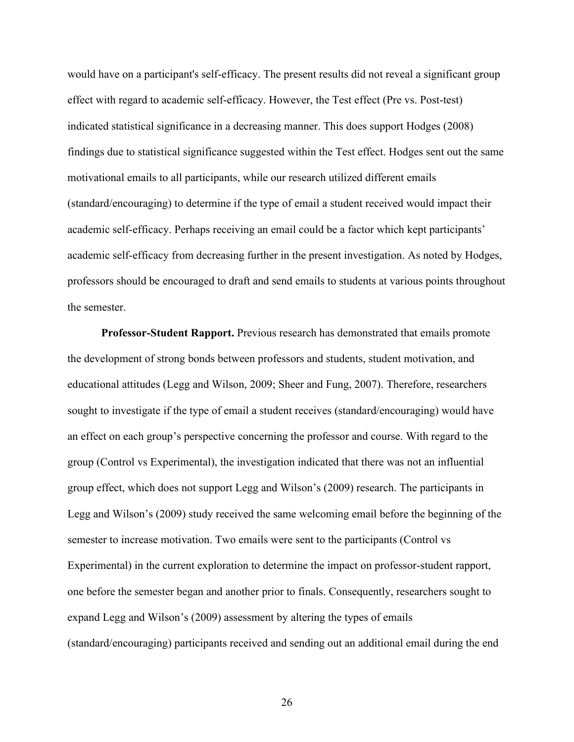would have on a participant's self-efficacy. The present results did not reveal a significant group effect with regard to academic self-efficacy. However, the Test effect (Pre vs. Post-test) indicated statistical significance in a decreasing manner. This does support Hodges (2008) findings due to statistical significance suggested within the Test effect. Hodges sent out the same motivational emails to all participants, while our research utilized different emails (standard/encouraging) to determine if the type of email a student received would impact their academic self-efficacy. Perhaps receiving an email could be a factor which kept participants' academic self-efficacy from decreasing further in the present investigation. As noted by Hodges, professors should be encouraged to draft and send emails to students at various points throughout the semester.

**Professor-Student Rapport.** Previous research has demonstrated that emails promote the development of strong bonds between professors and students, student motivation, and educational attitudes (Legg and Wilson, 2009; Sheer and Fung, 2007). Therefore, researchers sought to investigate if the type of email a student receives (standard/encouraging) would have an effect on each group's perspective concerning the professor and course. With regard to the group (Control vs Experimental), the investigation indicated that there was not an influential group effect, which does not support Legg and Wilson's (2009) research. The participants in Legg and Wilson's (2009) study received the same welcoming email before the beginning of the semester to increase motivation. Two emails were sent to the participants (Control vs Experimental) in the current exploration to determine the impact on professor-student rapport, one before the semester began and another prior to finals. Consequently, researchers sought to expand Legg and Wilson's (2009) assessment by altering the types of emails (standard/encouraging) participants received and sending out an additional email during the end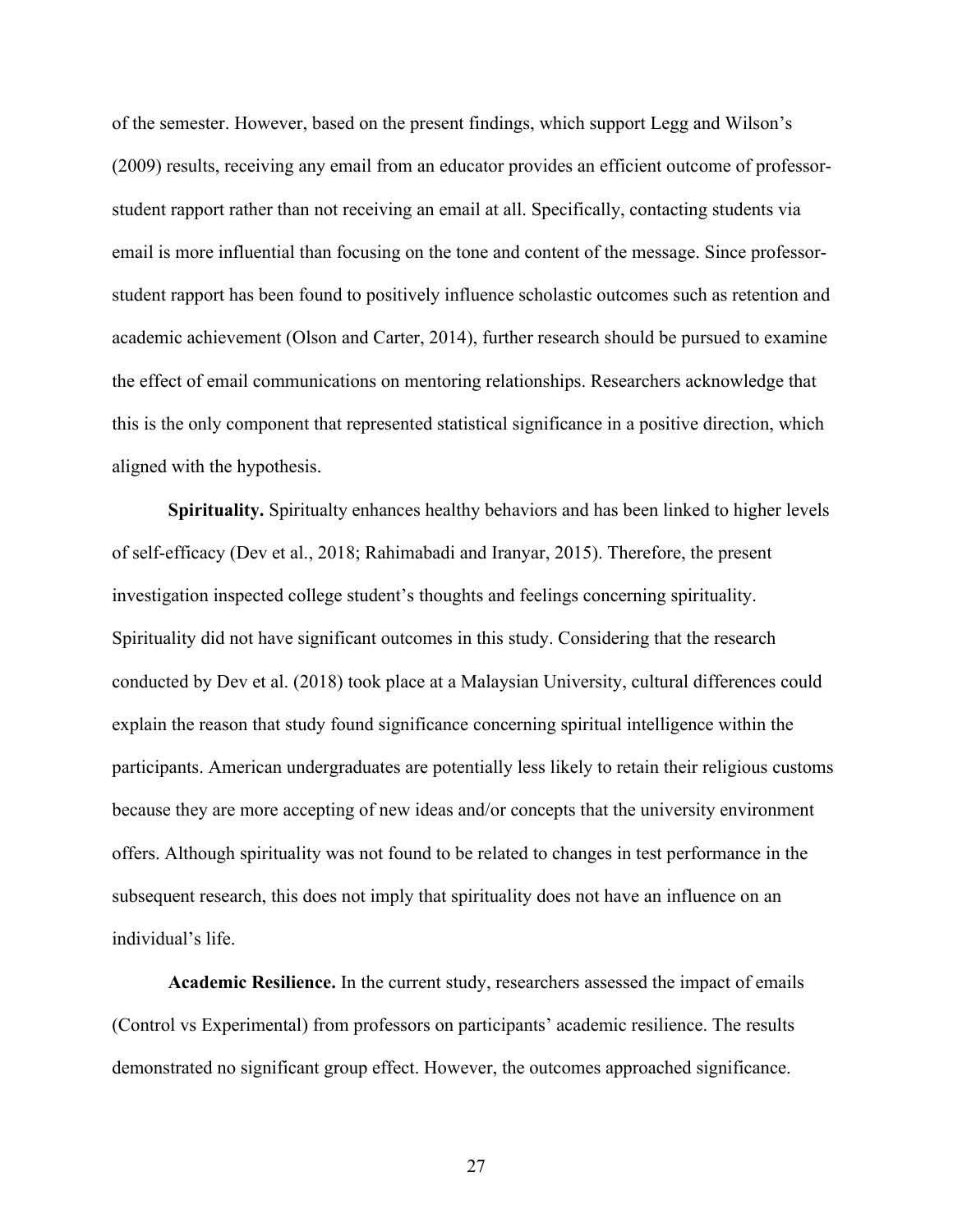of the semester. However, based on the present findings, which support Legg and Wilson's (2009) results, receiving any email from an educator provides an efficient outcome of professor-student rapport rather than not receiving an email at all. Specifically, contacting students via email is more influential than focusing on the tone and content of the message. Since professor-student rapport has been found to positively influence scholastic outcomes such as retention and academic achievement (Olson and Carter, 2014), further research should be pursued to examine the effect of email communications on mentoring relationships. Researchers acknowledge that this is the only component that represented statistical significance in a positive direction, which aligned with the hypothesis.

**Spirituality.** Spiritualty enhances healthy behaviors and has been linked to higher levels of self-efficacy (Dev et al., 2018; Rahimabadi and Iranyar, 2015). Therefore, the present investigation inspected college student's thoughts and feelings concerning spirituality. Spirituality did not have significant outcomes in this study. Considering that the research conducted by Dev et al. (2018) took place at a Malaysian University, cultural differences could explain the reason that study found significance concerning spiritual intelligence within the participants. American undergraduates are potentially less likely to retain their religious customs because they are more accepting of new ideas and/or concepts that the university environment offers. Although spirituality was not found to be related to changes in test performance in the subsequent research, this does not imply that spirituality does not have an influence on an individual's life.

**Academic Resilience.** In the current study, researchers assessed the impact of emails (Control vs Experimental) from professors on participants' academic resilience. The results demonstrated no significant group effect. However, the outcomes approached significance.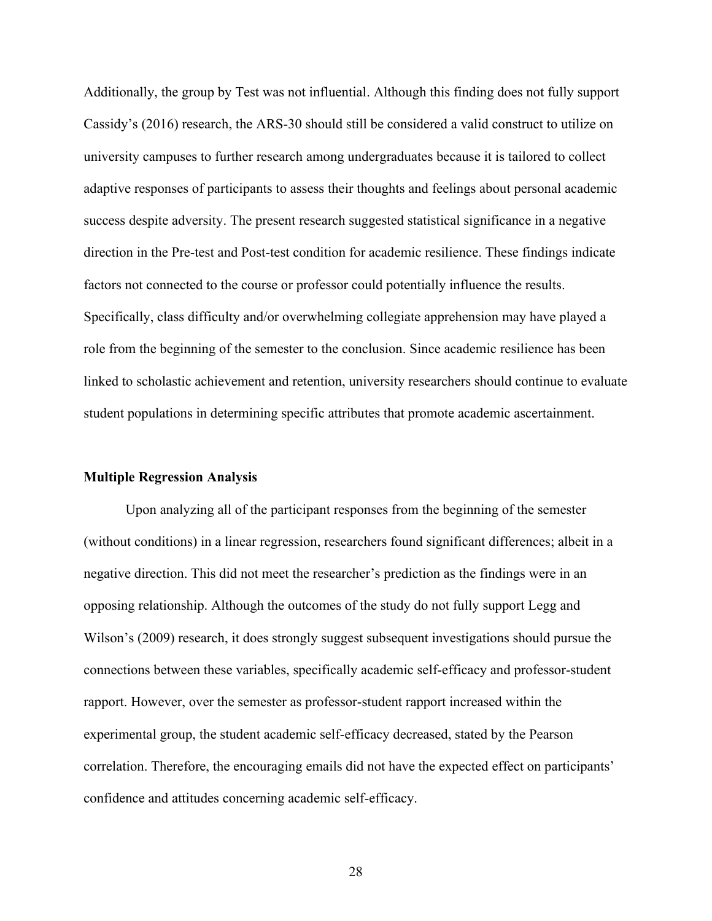Additionally, the group by Test was not influential. Although this finding does not fully support Cassidy's (2016) research, the ARS-30 should still be considered a valid construct to utilize on university campuses to further research among undergraduates because it is tailored to collect adaptive responses of participants to assess their thoughts and feelings about personal academic success despite adversity. The present research suggested statistical significance in a negative direction in the Pre-test and Post-test condition for academic resilience. These findings indicate factors not connected to the course or professor could potentially influence the results. Specifically, class difficulty and/or overwhelming collegiate apprehension may have played a role from the beginning of the semester to the conclusion. Since academic resilience has been linked to scholastic achievement and retention, university researchers should continue to evaluate student populations in determining specific attributes that promote academic ascertainment.

**Multiple Regression Analysis**

Upon analyzing all of the participant responses from the beginning of the semester (without conditions) in a linear regression, researchers found significant differences; albeit in a negative direction. This did not meet the researcher's prediction as the findings were in an opposing relationship. Although the outcomes of the study do not fully support Legg and Wilson's (2009) research, it does strongly suggest subsequent investigations should pursue the connections between these variables, specifically academic self-efficacy and professor-student rapport. However, over the semester as professor-student rapport increased within the experimental group, the student academic self-efficacy decreased, stated by the Pearson correlation. Therefore, the encouraging emails did not have the expected effect on participants' confidence and attitudes concerning academic self-efficacy.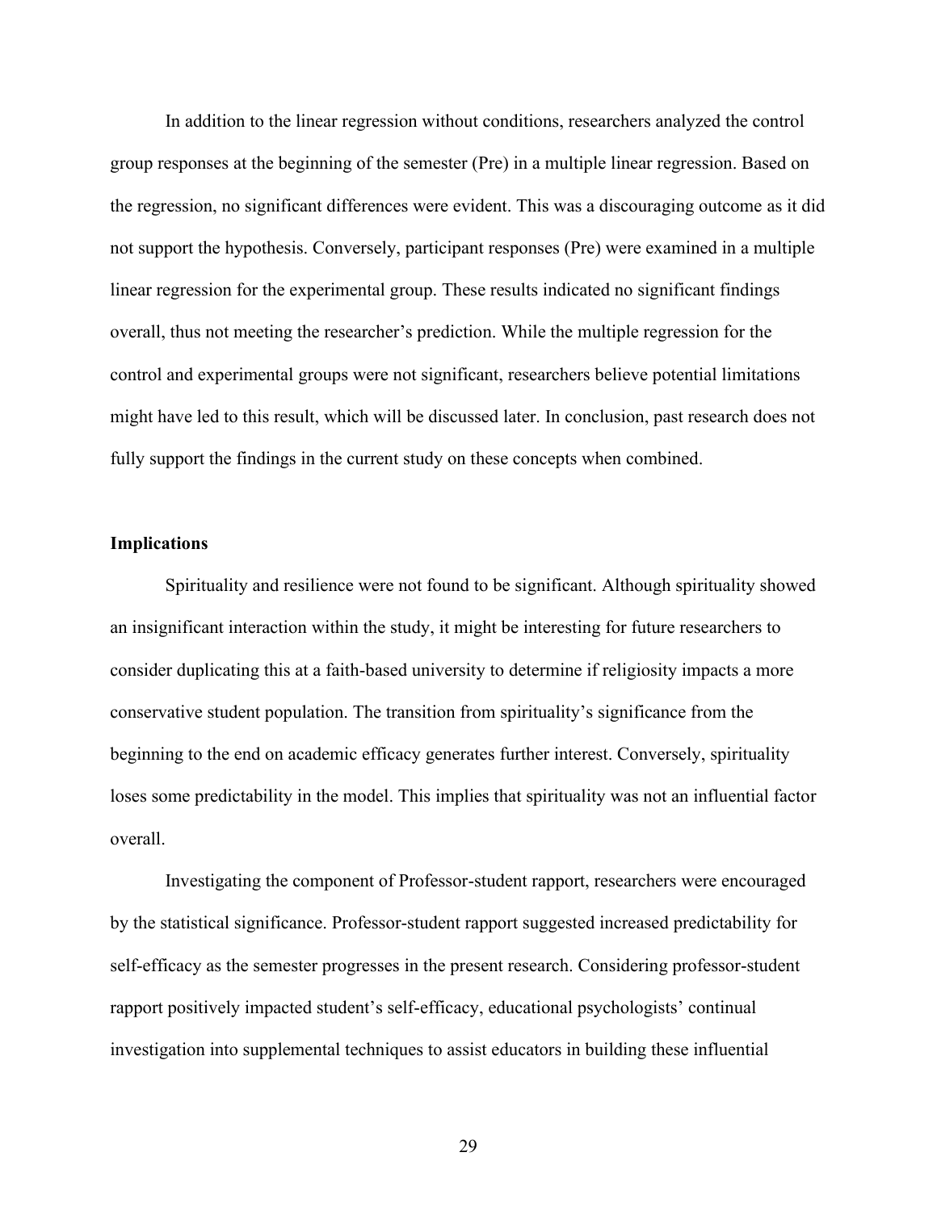In addition to the linear regression without conditions, researchers analyzed the control group responses at the beginning of the semester (Pre) in a multiple linear regression. Based on the regression, no significant differences were evident. This was a discouraging outcome as it did not support the hypothesis. Conversely, participant responses (Pre) were examined in a multiple linear regression for the experimental group. These results indicated no significant findings overall, thus not meeting the researcher's prediction. While the multiple regression for the control and experimental groups were not significant, researchers believe potential limitations might have led to this result, which will be discussed later. In conclusion, past research does not fully support the findings in the current study on these concepts when combined.

## Implications

Spirituality and resilience were not found to be significant. Although spirituality showed an insignificant interaction within the study, it might be interesting for future researchers to consider duplicating this at a faith-based university to determine if religiosity impacts a more conservative student population. The transition from spirituality's significance from the beginning to the end on academic efficacy generates further interest. Conversely, spirituality loses some predictability in the model. This implies that spirituality was not an influential factor overall.

Investigating the component of Professor-student rapport, researchers were encouraged by the statistical significance. Professor-student rapport suggested increased predictability for self-efficacy as the semester progresses in the present research. Considering professor-student rapport positively impacted student's self-efficacy, educational psychologists' continual investigation into supplemental techniques to assist educators in building these influential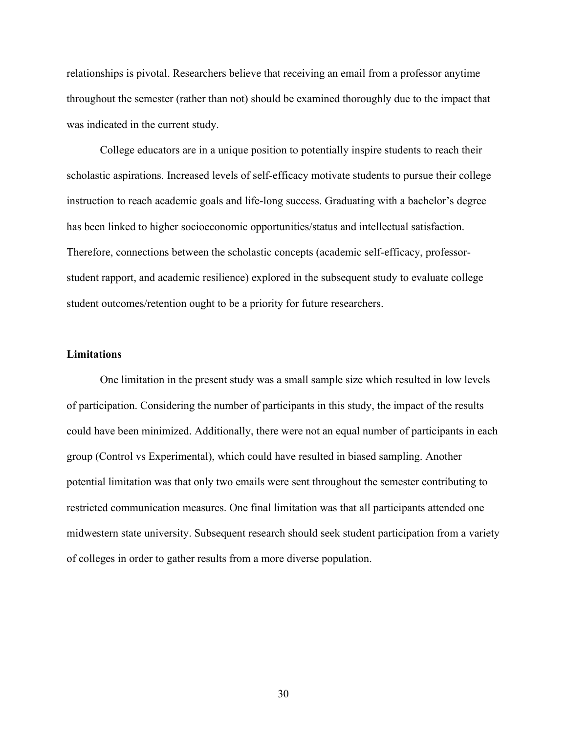relationships is pivotal. Researchers believe that receiving an email from a professor anytime throughout the semester (rather than not) should be examined thoroughly due to the impact that was indicated in the current study.

College educators are in a unique position to potentially inspire students to reach their scholastic aspirations. Increased levels of self-efficacy motivate students to pursue their college instruction to reach academic goals and life-long success. Graduating with a bachelor's degree has been linked to higher socioeconomic opportunities/status and intellectual satisfaction. Therefore, connections between the scholastic concepts (academic self-efficacy, professor-student rapport, and academic resilience) explored in the subsequent study to evaluate college student outcomes/retention ought to be a priority for future researchers.

### Limitations

One limitation in the present study was a small sample size which resulted in low levels of participation. Considering the number of participants in this study, the impact of the results could have been minimized. Additionally, there were not an equal number of participants in each group (Control vs Experimental), which could have resulted in biased sampling. Another potential limitation was that only two emails were sent throughout the semester contributing to restricted communication measures. One final limitation was that all participants attended one midwestern state university. Subsequent research should seek student participation from a variety of colleges in order to gather results from a more diverse population.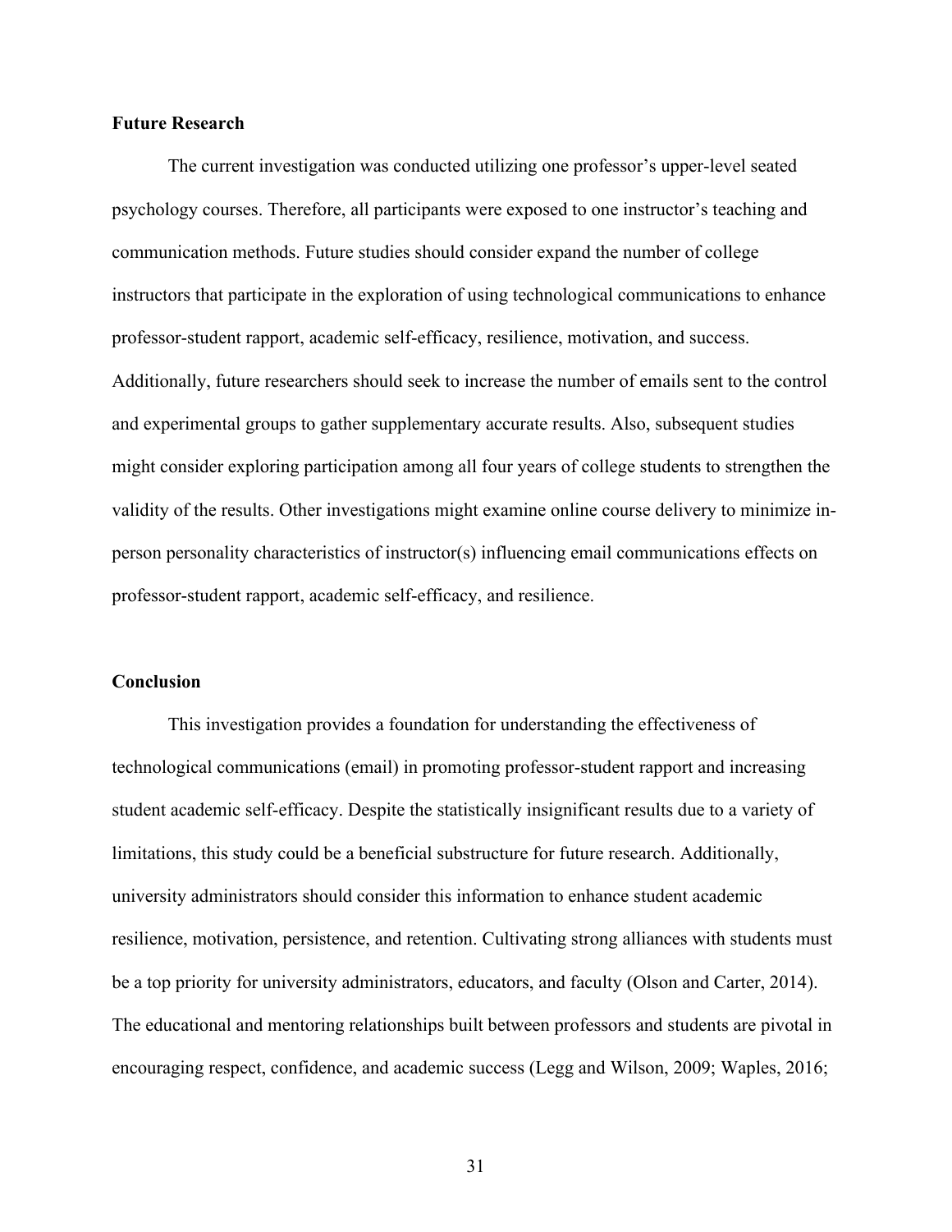**Future Research**

The current investigation was conducted utilizing one professor's upper-level seated psychology courses. Therefore, all participants were exposed to one instructor's teaching and communication methods. Future studies should consider expand the number of college instructors that participate in the exploration of using technological communications to enhance professor-student rapport, academic self-efficacy, resilience, motivation, and success. Additionally, future researchers should seek to increase the number of emails sent to the control and experimental groups to gather supplementary accurate results. Also, subsequent studies might consider exploring participation among all four years of college students to strengthen the validity of the results. Other investigations might examine online course delivery to minimize in-person personality characteristics of instructor(s) influencing email communications effects on professor-student rapport, academic self-efficacy, and resilience.

**Conclusion**

This investigation provides a foundation for understanding the effectiveness of technological communications (email) in promoting professor-student rapport and increasing student academic self-efficacy. Despite the statistically insignificant results due to a variety of limitations, this study could be a beneficial substructure for future research. Additionally, university administrators should consider this information to enhance student academic resilience, motivation, persistence, and retention. Cultivating strong alliances with students must be a top priority for university administrators, educators, and faculty (Olson and Carter, 2014). The educational and mentoring relationships built between professors and students are pivotal in encouraging respect, confidence, and academic success (Legg and Wilson, 2009; Waples, 2016;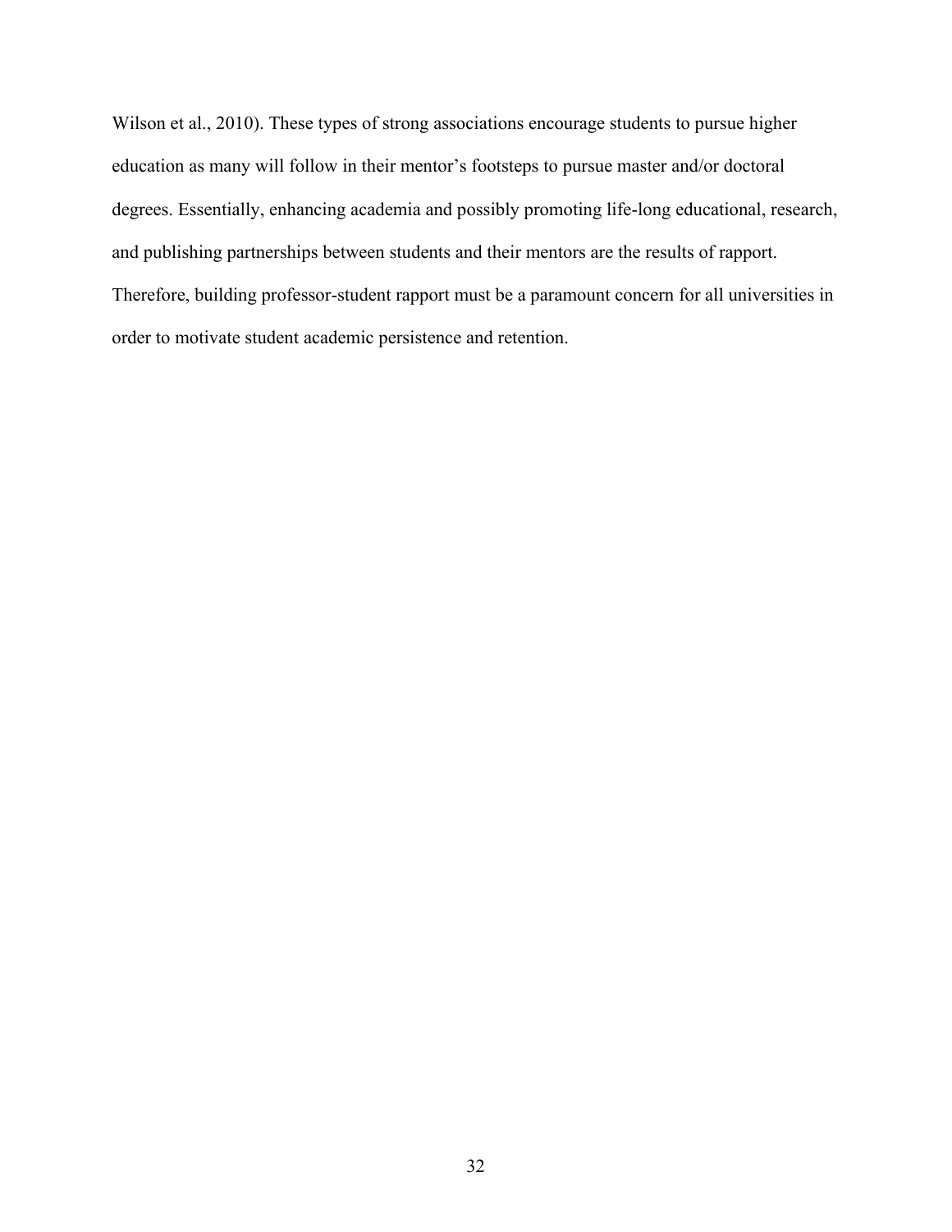Wilson et al., 2010). These types of strong associations encourage students to pursue higher education as many will follow in their mentor's footsteps to pursue master and/or doctoral degrees. Essentially, enhancing academia and possibly promoting life-long educational, research, and publishing partnerships between students and their mentors are the results of rapport. Therefore, building professor-student rapport must be a paramount concern for all universities in order to motivate student academic persistence and retention.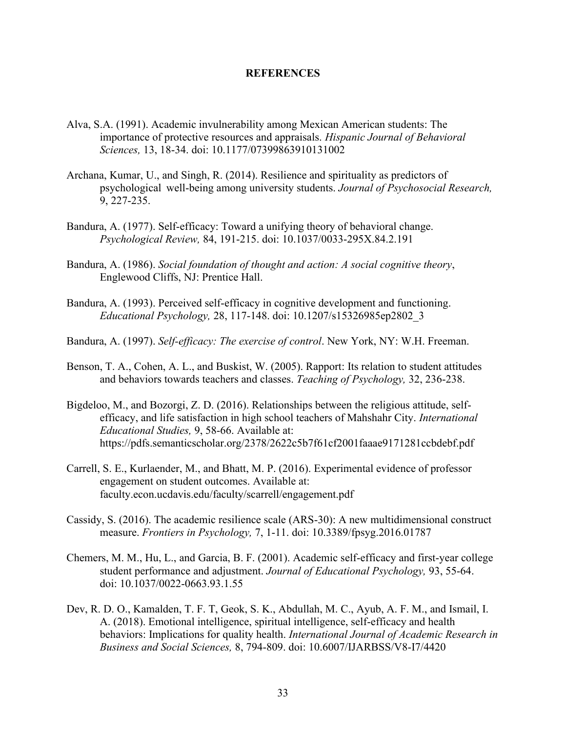# REFERENCES

Alva, S.A. (1991). Academic invulnerability among Mexican American students: The importance of protective resources and appraisals. *Hispanic Journal of Behavioral Sciences,* 13, 18-34. doi: 10.1177/07399863910131002

Archana, Kumar, U., and Singh, R. (2014). Resilience and spirituality as predictors of psychological well-being among university students. *Journal of Psychosocial Research,* 9, 227-235.

Bandura, A. (1977). Self-efficacy: Toward a unifying theory of behavioral change. *Psychological Review,* 84, 191-215. doi: 10.1037/0033-295X.84.2.191

Bandura, A. (1986). *Social foundation of thought and action: A social cognitive theory*, Englewood Cliffs, NJ: Prentice Hall.

Bandura, A. (1993). Perceived self-efficacy in cognitive development and functioning. *Educational Psychology,* 28, 117-148. doi: 10.1207/s15326985ep2802_3

Bandura, A. (1997). *Self-efficacy: The exercise of control*. New York, NY: W.H. Freeman.

Benson, T. A., Cohen, A. L., and Buskist, W. (2005). Rapport: Its relation to student attitudes and behaviors towards teachers and classes. *Teaching of Psychology,* 32, 236-238.

Bigdeloo, M., and Bozorgi, Z. D. (2016). Relationships between the religious attitude, self-efficacy, and life satisfaction in high school teachers of Mahshahr City. *International Educational Studies,* 9, 58-66. Available at: https://pdfs.semanticscholar.org/2378/2622c5b7f61cf2001faaae9171281ccbdebf.pdf

Carrell, S. E., Kurlaender, M., and Bhatt, M. P. (2016). Experimental evidence of professor engagement on student outcomes. Available at: faculty.econ.ucdavis.edu/faculty/scarrell/engagement.pdf

Cassidy, S. (2016). The academic resilience scale (ARS-30): A new multidimensional construct measure. *Frontiers in Psychology,* 7, 1-11. doi: 10.3389/fpsyg.2016.01787

Chemers, M. M., Hu, L., and Garcia, B. F. (2001). Academic self-efficacy and first-year college student performance and adjustment. *Journal of Educational Psychology,* 93, 55-64. doi: 10.1037/0022-0663.93.1.55

Dev, R. D. O., Kamalden, T. F. T, Geok, S. K., Abdullah, M. C., Ayub, A. F. M., and Ismail, I. A. (2018). Emotional intelligence, spiritual intelligence, self-efficacy and health behaviors: Implications for quality health. *International Journal of Academic Research in Business and Social Sciences,* 8, 794-809. doi: 10.6007/IJARBSS/V8-I7/4420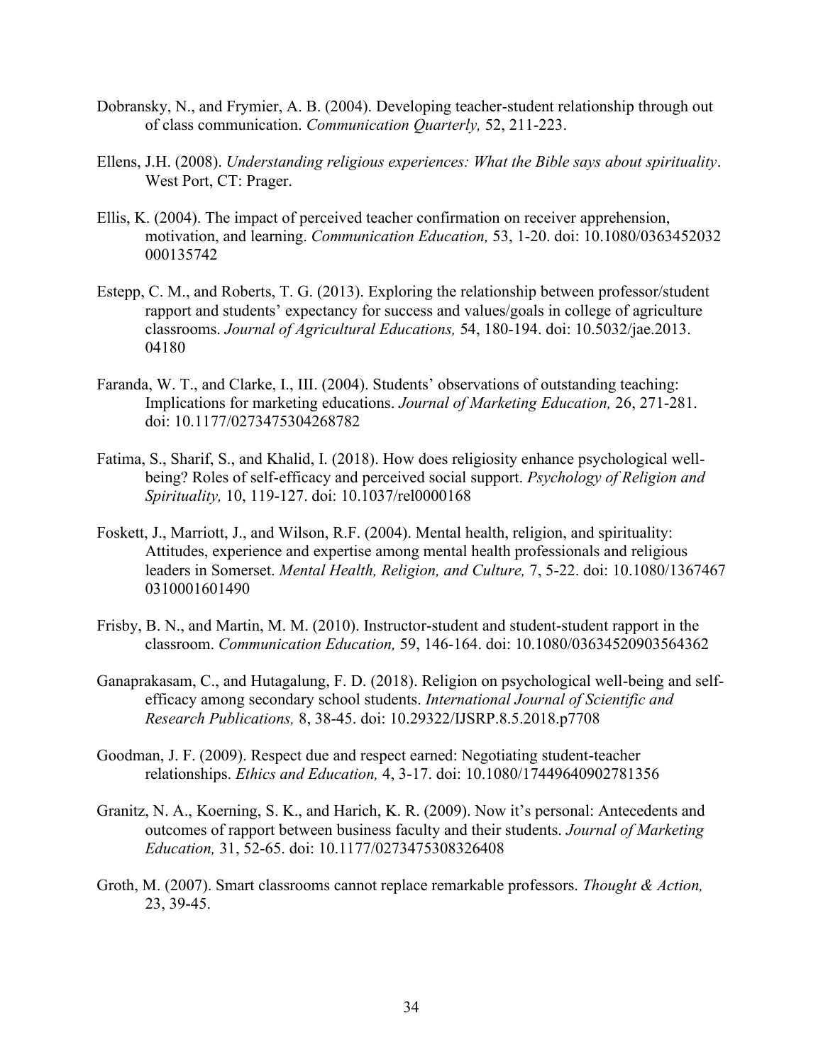Dobransky, N., and Frymier, A. B. (2004). Developing teacher-student relationship through out of class communication. *Communication Quarterly,* 52, 211-223.

Ellens, J.H. (2008). *Understanding religious experiences: What the Bible says about spirituality*. West Port, CT: Prager.

Ellis, K. (2004). The impact of perceived teacher confirmation on receiver apprehension, motivation, and learning. *Communication Education,* 53, 1-20. doi: 10.1080/0363452032 000135742

Estepp, C. M., and Roberts, T. G. (2013). Exploring the relationship between professor/student rapport and students' expectancy for success and values/goals in college of agriculture classrooms. *Journal of Agricultural Educations,* 54, 180-194. doi: 10.5032/jae.2013. 04180

Faranda, W. T., and Clarke, I., III. (2004). Students' observations of outstanding teaching: Implications for marketing educations. *Journal of Marketing Education,* 26, 271-281. doi: 10.1177/0273475304268782

Fatima, S., Sharif, S., and Khalid, I. (2018). How does religiosity enhance psychological well-being? Roles of self-efficacy and perceived social support. *Psychology of Religion and Spirituality,* 10, 119-127. doi: 10.1037/rel0000168

Foskett, J., Marriott, J., and Wilson, R.F. (2004). Mental health, religion, and spirituality: Attitudes, experience and expertise among mental health professionals and religious leaders in Somerset. *Mental Health, Religion, and Culture,* 7, 5-22. doi: 10.1080/1367467 0310001601490

Frisby, B. N., and Martin, M. M. (2010). Instructor-student and student-student rapport in the classroom. *Communication Education,* 59, 146-164. doi: 10.1080/03634520903564362

Ganaprakasam, C., and Hutagalung, F. D. (2018). Religion on psychological well-being and self-efficacy among secondary school students. *International Journal of Scientific and Research Publications,* 8, 38-45. doi: 10.29322/IJSRP.8.5.2018.p7708

Goodman, J. F. (2009). Respect due and respect earned: Negotiating student-teacher relationships. *Ethics and Education,* 4, 3-17. doi: 10.1080/17449640902781356

Granitz, N. A., Koerning, S. K., and Harich, K. R. (2009). Now it's personal: Antecedents and outcomes of rapport between business faculty and their students. *Journal of Marketing Education,* 31, 52-65. doi: 10.1177/0273475308326408

Groth, M. (2007). Smart classrooms cannot replace remarkable professors. *Thought & Action,* 23, 39-45.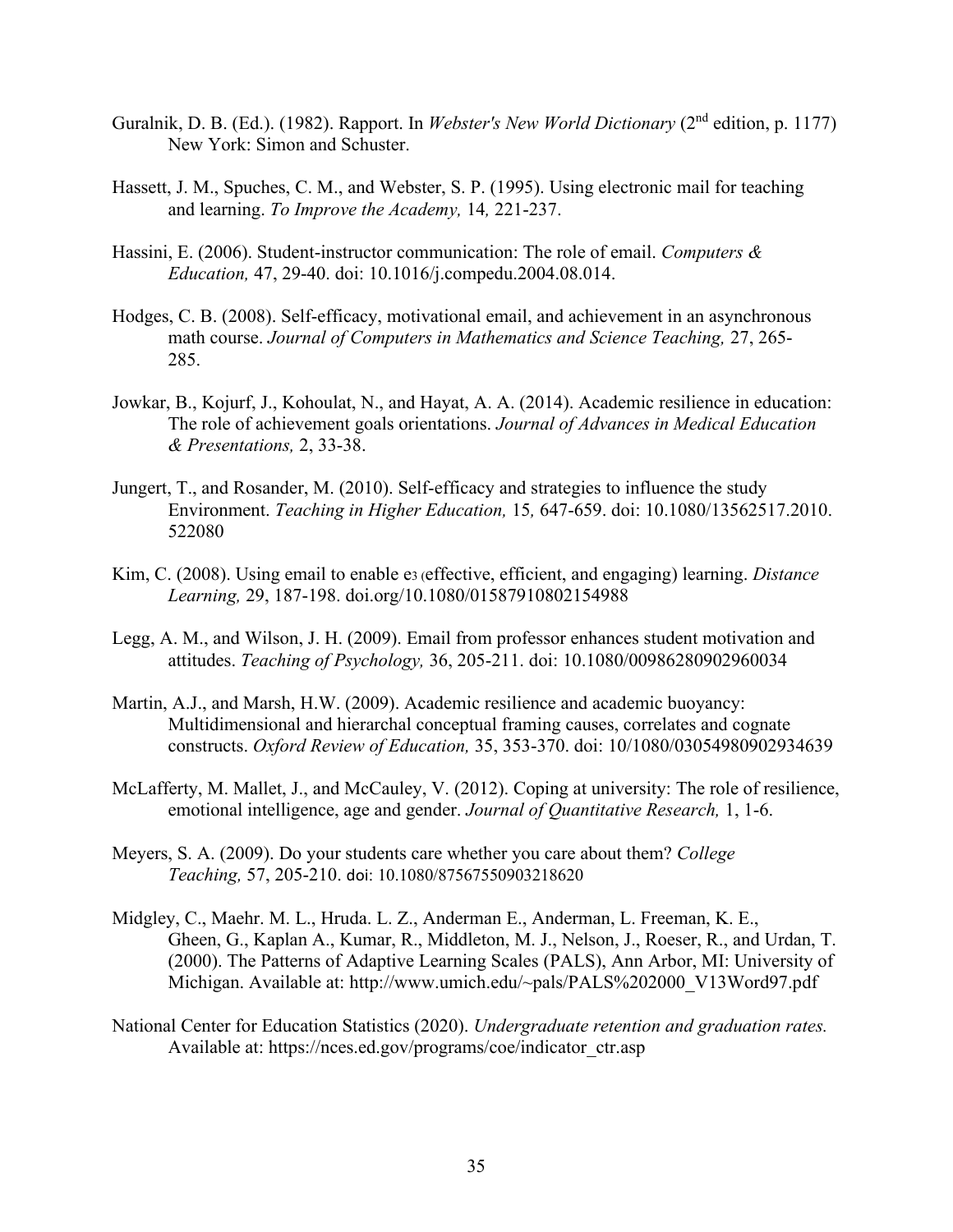Guralnik, D. B. (Ed.). (1982). Rapport. In *Webster's New World Dictionary* (2nd edition, p. 1177) New York: Simon and Schuster.

Hassett, J. M., Spuches, C. M., and Webster, S. P. (1995). Using electronic mail for teaching and learning. *To Improve the Academy,* 14*,* 221-237.

Hassini, E. (2006). Student-instructor communication: The role of email. *Computers & Education,* 47, 29-40. doi: 10.1016/j.compedu.2004.08.014.

Hodges, C. B. (2008). Self-efficacy, motivational email, and achievement in an asynchronous math course. *Journal of Computers in Mathematics and Science Teaching,* 27, 265-285.

Jowkar, B., Kojurf, J., Kohoulat, N., and Hayat, A. A. (2014). Academic resilience in education: The role of achievement goals orientations. *Journal of Advances in Medical Education & Presentations,* 2, 33-38.

Jungert, T., and Rosander, M. (2010). Self-efficacy and strategies to influence the study Environment. *Teaching in Higher Education,* 15*,* 647-659. doi: 10.1080/13562517.2010.522080

Kim, C. (2008). Using email to enable e3 (effective, efficient, and engaging) learning. *Distance Learning,* 29, 187-198. doi.org/10.1080/01587910802154988

Legg, A. M., and Wilson, J. H. (2009). Email from professor enhances student motivation and attitudes. *Teaching of Psychology,* 36, 205-211. doi: 10.1080/00986280902960034

Martin, A.J., and Marsh, H.W. (2009). Academic resilience and academic buoyancy: Multidimensional and hierarchal conceptual framing causes, correlates and cognate constructs. *Oxford Review of Education,* 35, 353-370. doi: 10/1080/03054980902934639

McLafferty, M. Mallet, J., and McCauley, V. (2012). Coping at university: The role of resilience, emotional intelligence, age and gender. *Journal of Quantitative Research,* 1, 1-6.

Meyers, S. A. (2009). Do your students care whether you care about them? *College Teaching,* 57, 205-210. doi: 10.1080/87567550903218620

Midgley, C., Maehr. M. L., Hruda. L. Z., Anderman E., Anderman, L. Freeman, K. E., Gheen, G., Kaplan A., Kumar, R., Middleton, M. J., Nelson, J., Roeser, R., and Urdan, T. (2000). The Patterns of Adaptive Learning Scales (PALS), Ann Arbor, MI: University of Michigan. Available at: http://www.umich.edu/~pals/PALS%202000_V13Word97.pdf

National Center for Education Statistics (2020). *Undergraduate retention and graduation rates.* Available at: https://nces.ed.gov/programs/coe/indicator_ctr.asp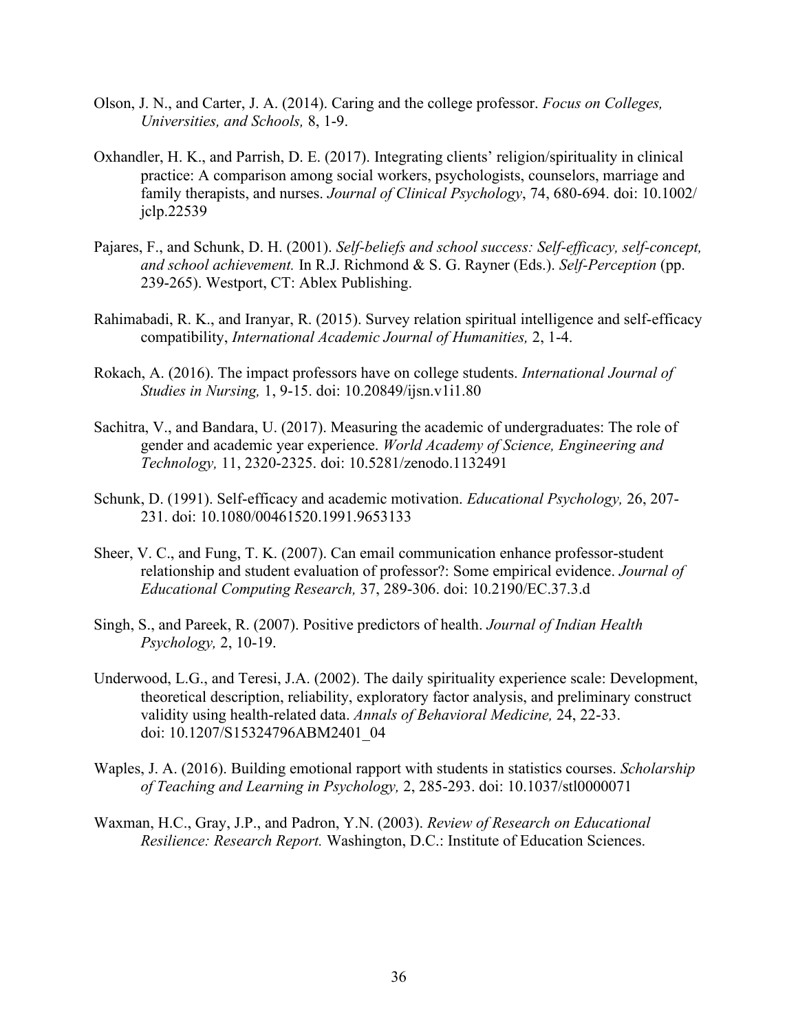Olson, J. N., and Carter, J. A. (2014). Caring and the college professor. *Focus on Colleges, Universities, and Schools,* 8, 1-9.

Oxhandler, H. K., and Parrish, D. E. (2017). Integrating clients' religion/spirituality in clinical practice: A comparison among social workers, psychologists, counselors, marriage and family therapists, and nurses. *Journal of Clinical Psychology*, 74, 680-694. doi: 10.1002/jclp.22539

Pajares, F., and Schunk, D. H. (2001). *Self-beliefs and school success: Self-efficacy, self-concept, and school achievement.* In R.J. Richmond & S. G. Rayner (Eds.). *Self-Perception* (pp. 239-265). Westport, CT: Ablex Publishing.

Rahimabadi, R. K., and Iranyar, R. (2015). Survey relation spiritual intelligence and self-efficacy compatibility, *International Academic Journal of Humanities,* 2, 1-4.

Rokach, A. (2016). The impact professors have on college students. *International Journal of Studies in Nursing,* 1, 9-15. doi: 10.20849/ijsn.v1i1.80

Sachitra, V., and Bandara, U. (2017). Measuring the academic of undergraduates: The role of gender and academic year experience. *World Academy of Science, Engineering and Technology,* 11, 2320-2325. doi: 10.5281/zenodo.1132491

Schunk, D. (1991). Self-efficacy and academic motivation. *Educational Psychology,* 26, 207-231. doi: 10.1080/00461520.1991.9653133

Sheer, V. C., and Fung, T. K. (2007). Can email communication enhance professor-student relationship and student evaluation of professor?: Some empirical evidence. *Journal of Educational Computing Research,* 37, 289-306. doi: 10.2190/EC.37.3.d

Singh, S., and Pareek, R. (2007). Positive predictors of health. *Journal of Indian Health Psychology,* 2, 10-19.

Underwood, L.G., and Teresi, J.A. (2002). The daily spirituality experience scale: Development, theoretical description, reliability, exploratory factor analysis, and preliminary construct validity using health-related data. *Annals of Behavioral Medicine,* 24, 22-33. doi: 10.1207/S15324796ABM2401_04

Waples, J. A. (2016). Building emotional rapport with students in statistics courses. *Scholarship of Teaching and Learning in Psychology,* 2, 285-293. doi: 10.1037/stl0000071

Waxman, H.C., Gray, J.P., and Padron, Y.N. (2003). *Review of Research on Educational Resilience: Research Report.* Washington, D.C.: Institute of Education Sciences.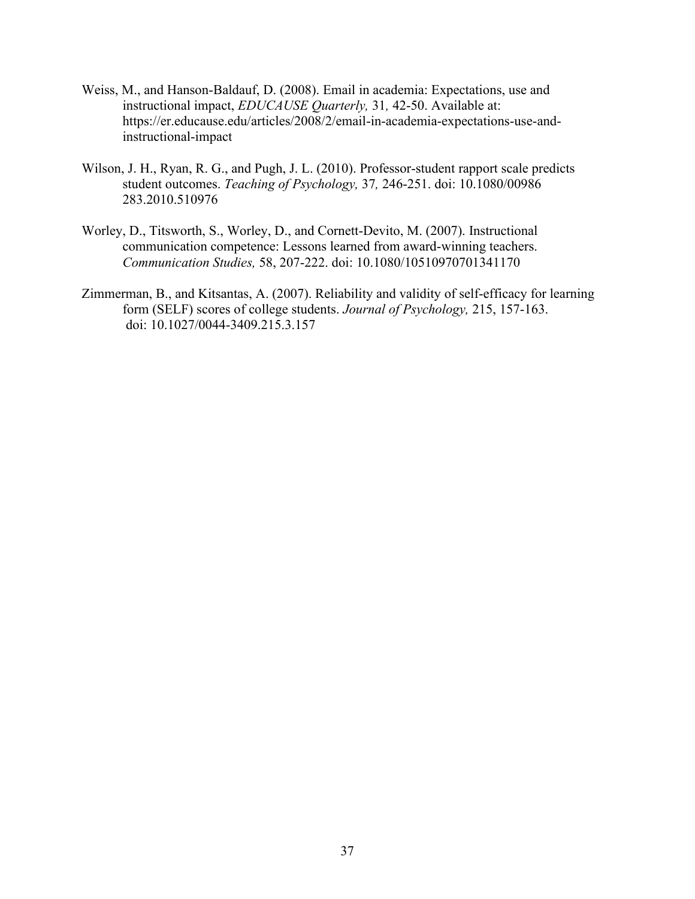Weiss, M., and Hanson-Baldauf, D. (2008). Email in academia: Expectations, use and instructional impact, *EDUCAUSE Quarterly,* 31*,* 42-50. Available at: https://er.educause.edu/articles/2008/2/email-in-academia-expectations-use-and-instructional-impact

Wilson, J. H., Ryan, R. G., and Pugh, J. L. (2010). Professor-student rapport scale predicts student outcomes. *Teaching of Psychology,* 37*,* 246-251. doi: 10.1080/00986 283.2010.510976

Worley, D., Titsworth, S., Worley, D., and Cornett-Devito, M. (2007). Instructional communication competence: Lessons learned from award-winning teachers. *Communication Studies,* 58, 207-222. doi: 10.1080/10510970701341170

Zimmerman, B., and Kitsantas, A. (2007). Reliability and validity of self-efficacy for learning form (SELF) scores of college students. *Journal of Psychology,* 215, 157-163. doi: 10.1027/0044-3409.215.3.157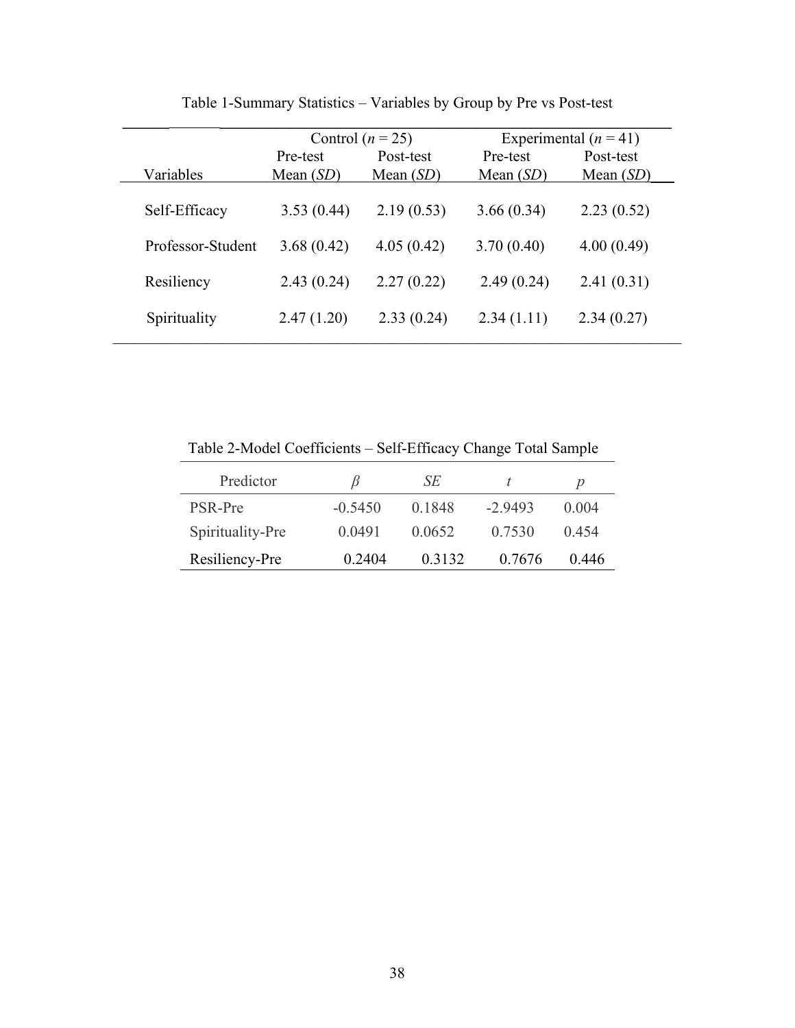Table 1-Summary Statistics – Variables by Group by Pre vs Post-test

| | Control ($n$ = 25) | | Experimental ($n$ = 41) | |
|---|---|---|---|---|
| Variables | Pre-test Mean (*SD*) | Post-test Mean (*SD*) | Pre-test Mean (*SD*) | Post-test Mean (*SD*) |
| Self-Efficacy | 3.53 (0.44) | 2.19 (0.53) | 3.66 (0.34) | 2.23 (0.52) |
| Professor-Student | 3.68 (0.42) | 4.05 (0.42) | 3.70 (0.40) | 4.00 (0.49) |
| Resiliency | 2.43 (0.24) | 2.27 (0.22) | 2.49 (0.24) | 2.41 (0.31) |
| Spirituality | 2.47 (1.20) | 2.33 (0.24) | 2.34 (1.11) | 2.34 (0.27) |

Table 2-Model Coefficients – Self-Efficacy Change Total Sample

| Predictor | $\beta$ | *SE* | *t* | *p* |
|---|---|---|---|---|
| PSR-Pre | -0.5450 | 0.1848 | -2.9493 | 0.004 |
| Spirituality-Pre | 0.0491 | 0.0652 | 0.7530 | 0.454 |
| Resiliency-Pre | 0.2404 | 0.3132 | 0.7676 | 0.446 |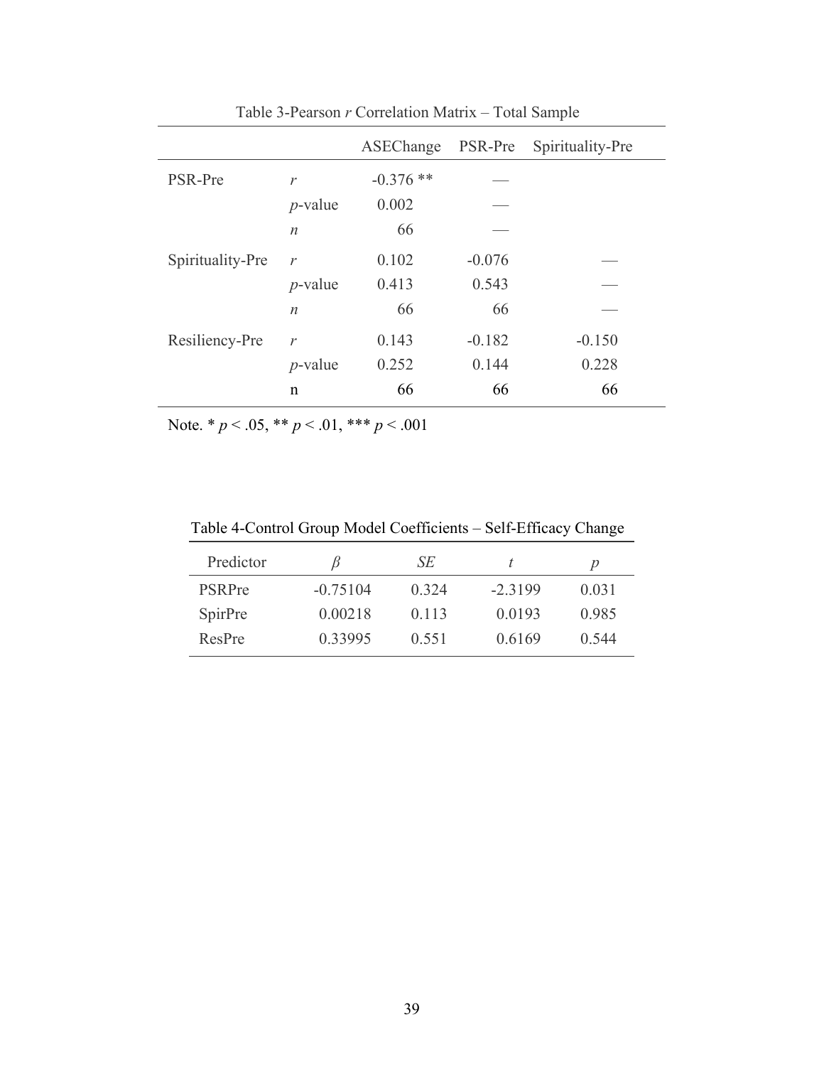Table 3-Pearson *r* Correlation Matrix – Total Sample

| | | ASEChange | PSR-Pre | Spirituality-Pre |
|---|---|---|---|---|
| PSR-Pre | *r* | -0.376 ** | — | |
| | *p*-value | 0.002 | — | |
| | *n* | 66 | — | |
| Spirituality-Pre | *r* | 0.102 | -0.076 | — |
| | *p*-value | 0.413 | 0.543 | — |
| | *n* | 66 | 66 | — |
| Resiliency-Pre | *r* | 0.143 | -0.182 | -0.150 |
| | *p*-value | 0.252 | 0.144 | 0.228 |
| | n | 66 | 66 | 66 |

Note. * $p < .05$, ** $p < .01$, *** $p < .001$

Table 4-Control Group Model Coefficients – Self-Efficacy Change

| Predictor | $\beta$ | *SE* | *t* | *p* |
|---|---|---|---|---|
| PSRPre | -0.75104 | 0.324 | -2.3199 | 0.031 |
| SpirPre | 0.00218 | 0.113 | 0.0193 | 0.985 |
| ResPre | 0.33995 | 0.551 | 0.6169 | 0.544 |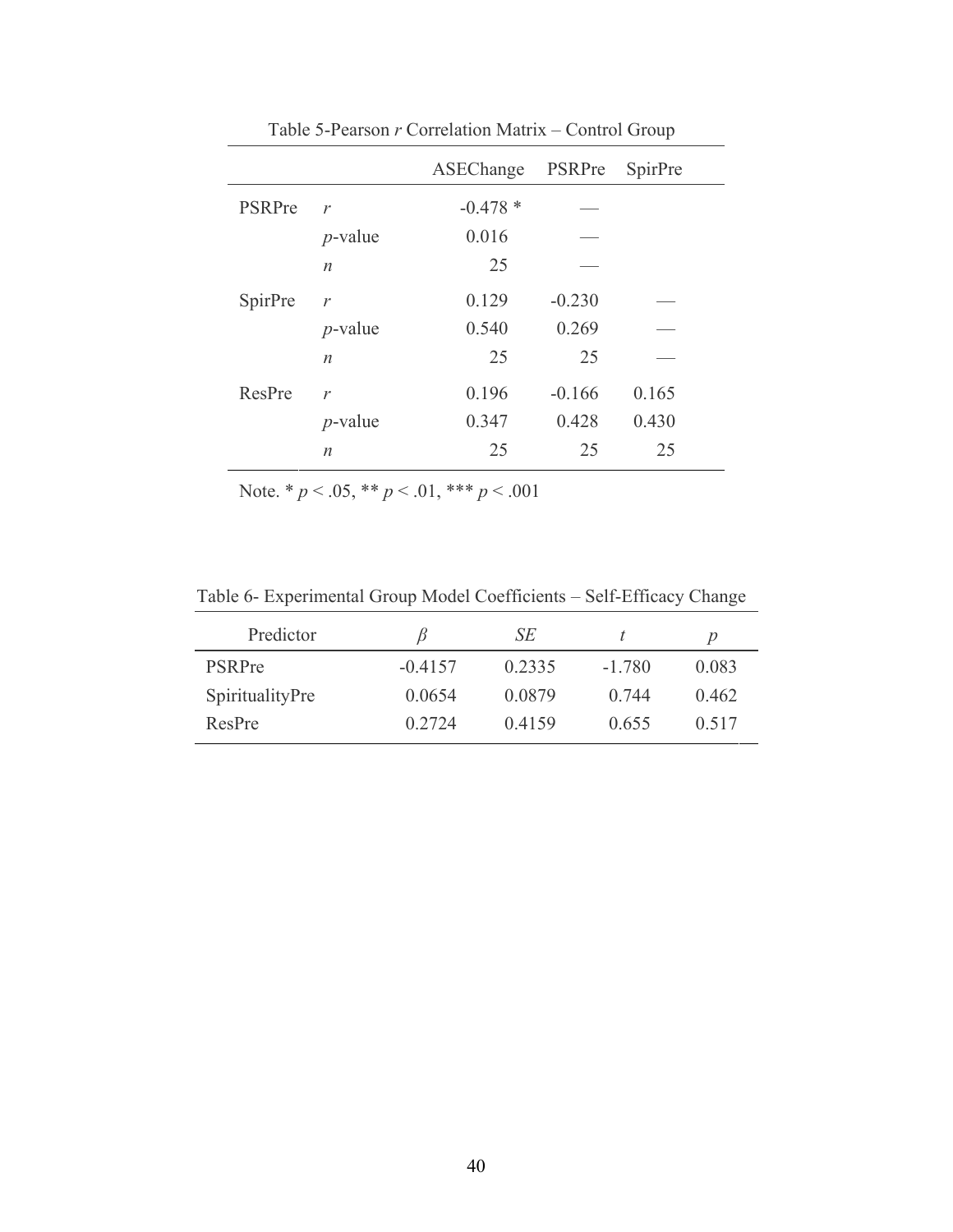Table 5-Pearson $r$ Correlation Matrix – Control Group

| | | ASEChange | PSRPre | SpirPre |
|---|---|---|---|---|
| PSRPre | $r$ | -0.478 * | — | |
| | $p$-value | 0.016 | — | |
| | $n$ | 25 | — | |
| SpirPre | $r$ | 0.129 | -0.230 | — |
| | $p$-value | 0.540 | 0.269 | — |
| | $n$ | 25 | 25 | — |
| ResPre | $r$ | 0.196 | -0.166 | 0.165 |
| | $p$-value | 0.347 | 0.428 | 0.430 |
| | $n$ | 25 | 25 | 25 |

Note. * $p < .05$, ** $p < .01$, *** $p < .001$

Table 6- Experimental Group Model Coefficients – Self-Efficacy Change

| Predictor | $\beta$ | $SE$ | $t$ | $p$ |
|---|---|---|---|---|
| PSRPre | -0.4157 | 0.2335 | -1.780 | 0.083 |
| SpiritualityPre | 0.0654 | 0.0879 | 0.744 | 0.462 |
| ResPre | 0.2724 | 0.4159 | 0.655 | 0.517 |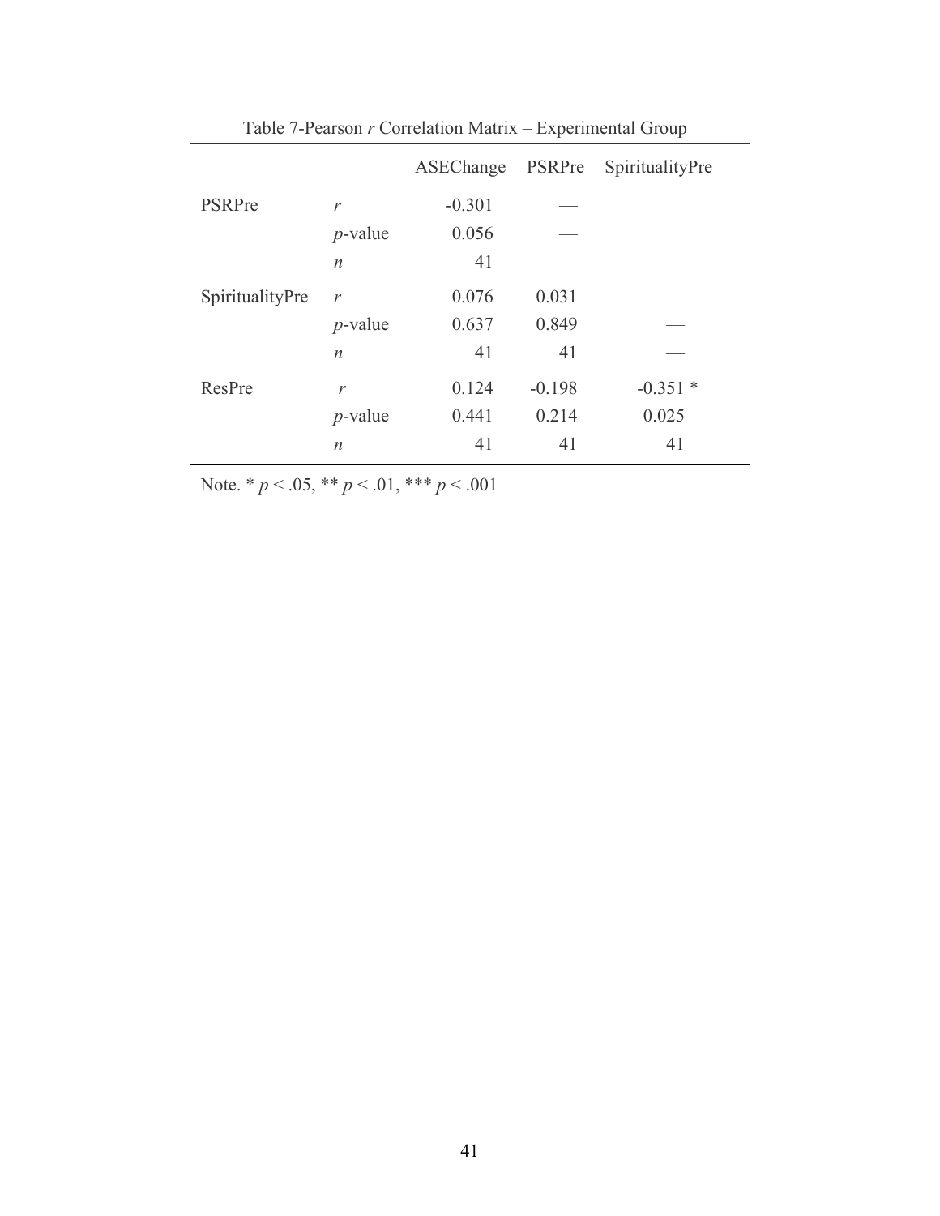Table 7-Pearson *r* Correlation Matrix – Experimental Group

| | | ASEChange | PSRPre | SpiritualityPre |
|---|---|---|---|---|
| PSRPre | *r* | -0.301 | — | |
| | *p*-value | 0.056 | — | |
| | *n* | 41 | — | |
| SpiritualityPre | *r* | 0.076 | 0.031 | — |
| | *p*-value | 0.637 | 0.849 | — |
| | *n* | 41 | 41 | — |
| ResPre | *r* | 0.124 | -0.198 | -0.351 * |
| | *p*-value | 0.441 | 0.214 | 0.025 |
| | *n* | 41 | 41 | 41 |

Note. * $p < .05$, ** $p < .01$, *** $p < .001$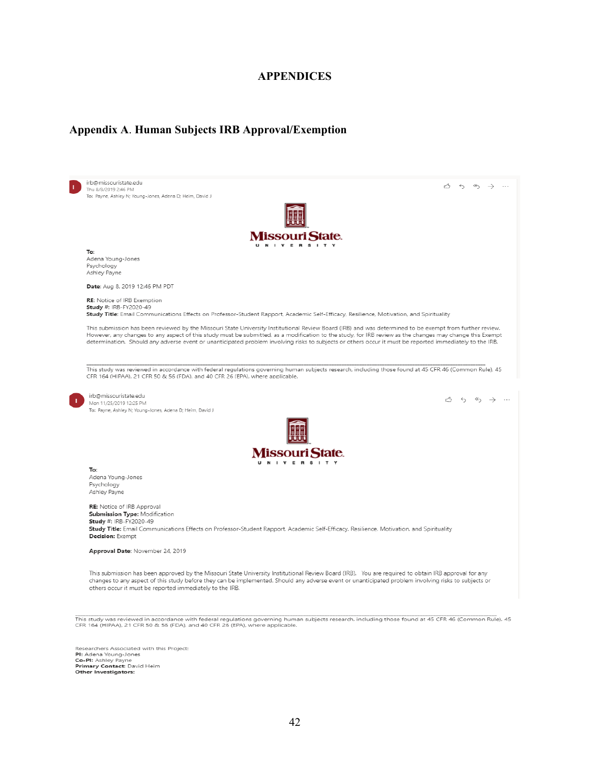# APPENDICES

## Appendix A. Human Subjects IRB Approval/Exemption

irb@missouristate.edu
Thu 8/8/2019 2:46 PM
To: Payne, Ashley N; Young-Jones, Adena D; Heim, David J

Missouri State UNIVERSITY

**To:**
Adena Young-Jones
Psychology
Ashley Payne

**Date**: Aug 8, 2019 12:46 PM PDT

**RE**: Notice of IRB Exemption
**Study #**: IRB-FY2020-49
**Study Title**: Email Communications Effects on Professor-Student Rapport, Academic Self-Efficacy, Resilience, Motivation, and Spirituality

This submission has been reviewed by the Missouri State University Institutional Review Board (IRB) and was determined to be exempt from further review. However, any changes to any aspect of this study must be submitted, as a modification to the study, for IRB review as the changes may change this Exempt determination. Should any adverse event or unanticipated problem involving risks to subjects or others occur it must be reported immediately to the IRB.

---

This study was reviewed in accordance with federal regulations governing human subjects research, including those found at 45 CFR 46 (Common Rule), 45 CFR 164 (HIPAA), 21 CFR 50 & 56 (FDA), and 40 CFR 26 (EPA), where applicable.

irb@missouristate.edu
Mon 11/25/2019 12:25 PM
To: Payne, Ashley N; Young-Jones, Adena D; Heim, David J

Missouri State UNIVERSITY

**To:**
Adena Young-Jones
Psychology
Ashley Payne

**RE:** Notice of IRB Approval
**Submission Type:** Modification
**Study #:** IRB-FY2020-49
**Study Title:** Email Communications Effects on Professor-Student Rapport, Academic Self-Efficacy, Resilience, Motivation, and Spirituality
**Decision:** Exempt

**Approval Date**: November 24, 2019

This submission has been approved by the Missouri State University Institutional Review Board (IRB). You are required to obtain IRB approval for any changes to any aspect of this study before they can be implemented. Should any adverse event or unanticipated problem involving risks to subjects or others occur it must be reported immediately to the IRB.

---

This study was reviewed in accordance with federal regulations governing human subjects research, including those found at 45 CFR 46 (Common Rule), 45 CFR 164 (HIPAA), 21 CFR 50 & 56 (FDA), and 40 CFR 26 (EPA), where applicable.

Researchers Associated with this Project:
**PI:** Adena Young-Jones
**Co-PI:** Ashley Payne
**Primary Contact:** David Heim
**Other Investigators:**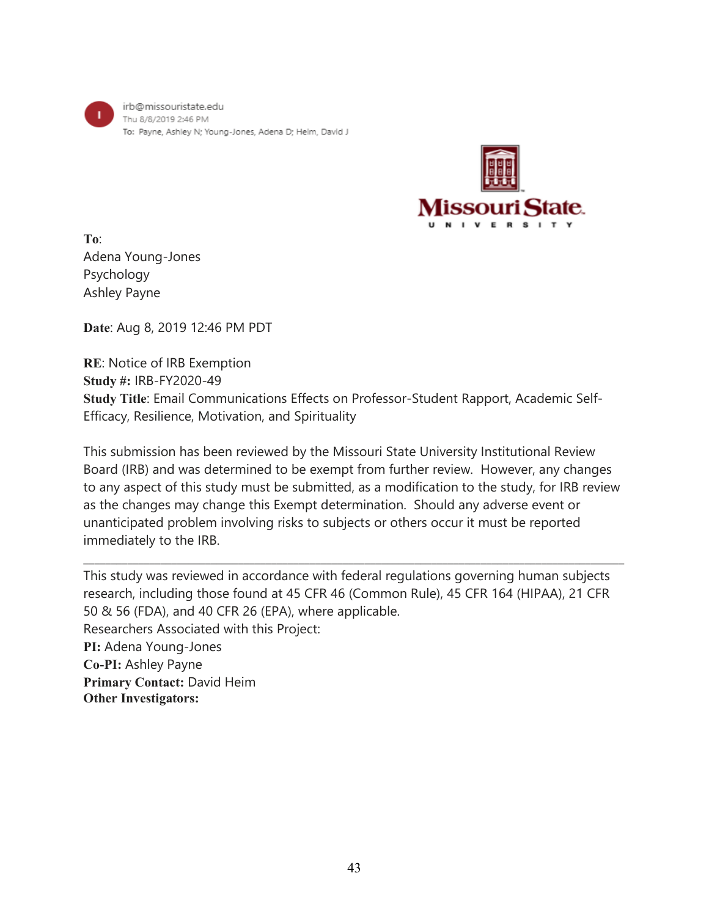irb@missouristate.edu
Thu 8/8/2019 2:46 PM
To: Payne, Ashley N; Young-Jones, Adena D; Heim, David J

**To**:
Adena Young-Jones
Psychology
Ashley Payne

**Date**: Aug 8, 2019 12:46 PM PDT

**RE**: Notice of IRB Exemption
**Study #:** IRB-FY2020-49
**Study Title**: Email Communications Effects on Professor-Student Rapport, Academic Self-Efficacy, Resilience, Motivation, and Spirituality

This submission has been reviewed by the Missouri State University Institutional Review Board (IRB) and was determined to be exempt from further review. However, any changes to any aspect of this study must be submitted, as a modification to the study, for IRB review as the changes may change this Exempt determination. Should any adverse event or unanticipated problem involving risks to subjects or others occur it must be reported immediately to the IRB.

---

This study was reviewed in accordance with federal regulations governing human subjects research, including those found at 45 CFR 46 (Common Rule), 45 CFR 164 (HIPAA), 21 CFR 50 & 56 (FDA), and 40 CFR 26 (EPA), where applicable.
Researchers Associated with this Project:
**PI:** Adena Young-Jones
**Co-PI:** Ashley Payne
**Primary Contact:** David Heim
**Other Investigators:**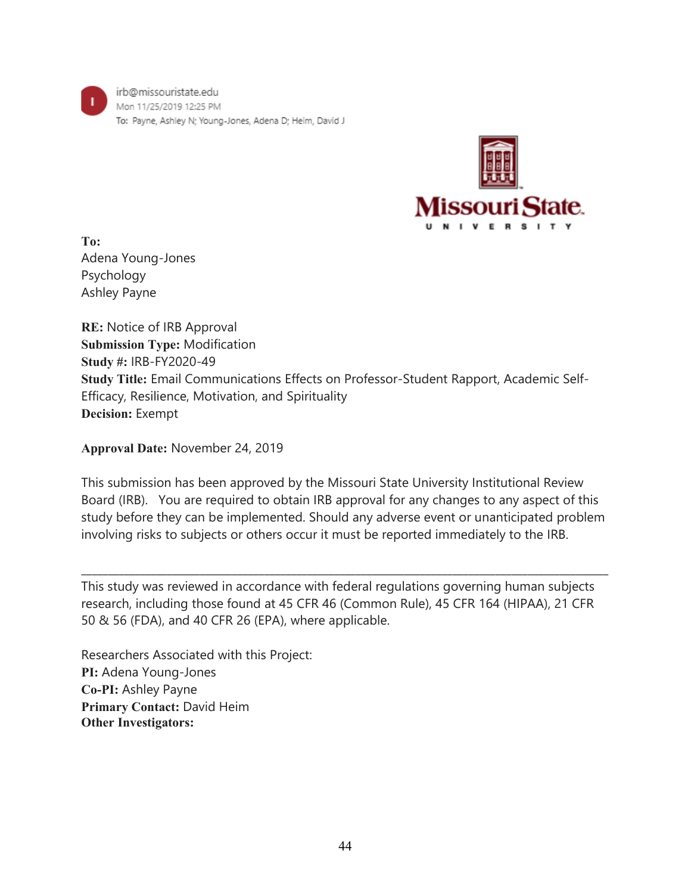irb@missouristate.edu
Mon 11/25/2019 12:25 PM
To: Payne, Ashley N; Young-Jones, Adena D; Heim, David J

Missouri State
UNIVERSITY

**To:**
Adena Young-Jones
Psychology
Ashley Payne

**RE:** Notice of IRB Approval
**Submission Type:** Modification
**Study #:** IRB-FY2020-49
**Study Title:** Email Communications Effects on Professor-Student Rapport, Academic Self-Efficacy, Resilience, Motivation, and Spirituality
**Decision:** Exempt

**Approval Date:** November 24, 2019

This submission has been approved by the Missouri State University Institutional Review Board (IRB). You are required to obtain IRB approval for any changes to any aspect of this study before they can be implemented. Should any adverse event or unanticipated problem involving risks to subjects or others occur it must be reported immediately to the IRB.

---

This study was reviewed in accordance with federal regulations governing human subjects research, including those found at 45 CFR 46 (Common Rule), 45 CFR 164 (HIPAA), 21 CFR 50 & 56 (FDA), and 40 CFR 26 (EPA), where applicable.

Researchers Associated with this Project:
**PI:** Adena Young-Jones
**Co-PI:** Ashley Payne
**Primary Contact:** David Heim
**Other Investigators:**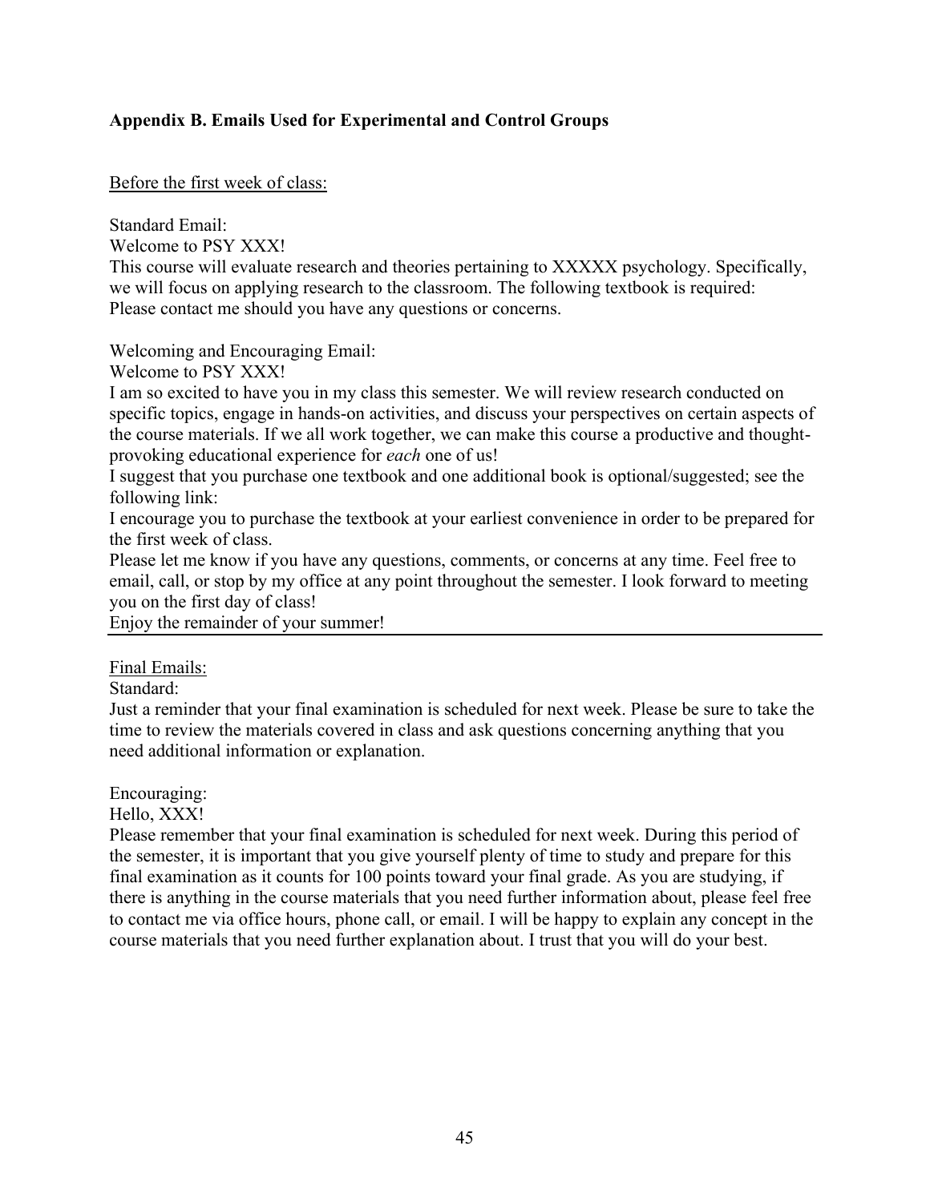### Appendix B. Emails Used for Experimental and Control Groups

Before the first week of class:

Standard Email:
Welcome to PSY XXX!
This course will evaluate research and theories pertaining to XXXXX psychology. Specifically, we will focus on applying research to the classroom. The following textbook is required:
Please contact me should you have any questions or concerns.

Welcoming and Encouraging Email:
Welcome to PSY XXX!
I am so excited to have you in my class this semester. We will review research conducted on specific topics, engage in hands-on activities, and discuss your perspectives on certain aspects of the course materials. If we all work together, we can make this course a productive and thought-provoking educational experience for *each* one of us!
I suggest that you purchase one textbook and one additional book is optional/suggested; see the following link:
I encourage you to purchase the textbook at your earliest convenience in order to be prepared for the first week of class.
Please let me know if you have any questions, comments, or concerns at any time. Feel free to email, call, or stop by my office at any point throughout the semester. I look forward to meeting you on the first day of class!
Enjoy the remainder of your summer!

---

Final Emails:
Standard:
Just a reminder that your final examination is scheduled for next week. Please be sure to take the time to review the materials covered in class and ask questions concerning anything that you need additional information or explanation.

Encouraging:
Hello, XXX!
Please remember that your final examination is scheduled for next week. During this period of the semester, it is important that you give yourself plenty of time to study and prepare for this final examination as it counts for 100 points toward your final grade. As you are studying, if there is anything in the course materials that you need further information about, please feel free to contact me via office hours, phone call, or email. I will be happy to explain any concept in the course materials that you need further explanation about. I trust that you will do your best.